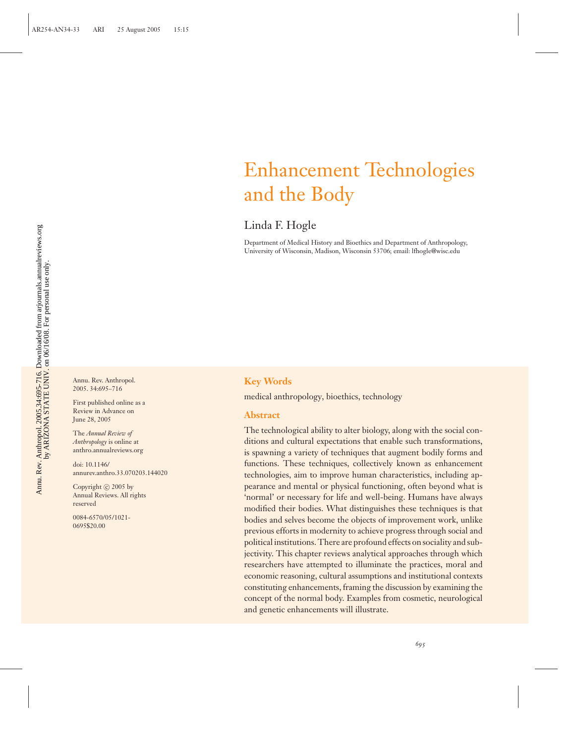# Enhancement Technologies and the Body

Linda F. Hogle

Department of Medical History and Bioethics and Department of Anthropology, University of Wisconsin, Madison, Wisconsin 53706; email: lfhogle@wisc.edu

Annu. Rev. Anthropol. 2005. 34:695–716

First published online as a Review in Advance on June 28, 2005

The *Annual Review of Anthropology* is online at anthro.annualreviews.org

doi: 10.1146/annurev.anthro.33.070203.144020

Copyright © 2005 by Annual Reviews. All rights reserved

0084-6570/05/1021-0695$20.00

## Key Words

medical anthropology, bioethics, technology

## Abstract

The technological ability to alter biology, along with the social conditions and cultural expectations that enable such transformations, is spawning a variety of techniques that augment bodily forms and functions. These techniques, collectively known as enhancement technologies, aim to improve human characteristics, including appearance and mental or physical functioning, often beyond what is 'normal' or necessary for life and well-being. Humans have always modified their bodies. What distinguishes these techniques is that bodies and selves become the objects of improvement work, unlike previous efforts in modernity to achieve progress through social and political institutions. There are profound effects on sociality and subjectivity. This chapter reviews analytical approaches through which researchers have attempted to illuminate the practices, moral and economic reasoning, cultural assumptions and institutional contexts constituting enhancements, framing the discussion by examining the concept of the normal body. Examples from cosmetic, neurological and genetic enhancements will illustrate.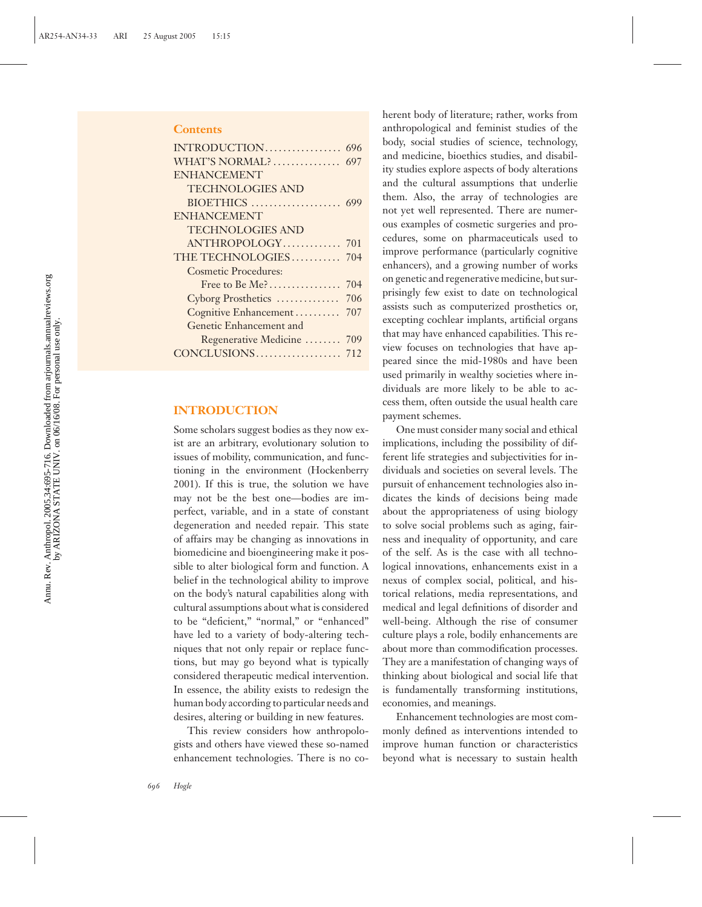## Contents

| | |
|---|---|
| INTRODUCTION | 696 |
| WHAT'S NORMAL? | 697 |
| ENHANCEMENT TECHNOLOGIES AND BIOETHICS | 699 |
| ENHANCEMENT TECHNOLOGIES AND ANTHROPOLOGY | 701 |
| THE TECHNOLOGIES | 704 |
| Cosmetic Procedures: Free to Be Me? | 704 |
| Cyborg Prosthetics | 706 |
| Cognitive Enhancement | 707 |
| Genetic Enhancement and Regenerative Medicine | 709 |
| CONCLUSIONS | 712 |

## INTRODUCTION

Some scholars suggest bodies as they now exist are an arbitrary, evolutionary solution to issues of mobility, communication, and functioning in the environment (Hockenberry 2001). If this is true, the solution we have may not be the best one—bodies are imperfect, variable, and in a state of constant degeneration and needed repair. This state of affairs may be changing as innovations in biomedicine and bioengineering make it possible to alter biological form and function. A belief in the technological ability to improve on the body's natural capabilities along with cultural assumptions about what is considered to be "deficient," "normal," or "enhanced" have led to a variety of body-altering techniques that not only repair or replace functions, but may go beyond what is typically considered therapeutic medical intervention. In essence, the ability exists to redesign the human body according to particular needs and desires, altering or building in new features.

This review considers how anthropologists and others have viewed these so-named enhancement technologies. There is no coherent body of literature; rather, works from anthropological and feminist studies of the body, social studies of science, technology, and medicine, bioethics studies, and disability studies explore aspects of body alterations and the cultural assumptions that underlie them. Also, the array of technologies are not yet well represented. There are numerous examples of cosmetic surgeries and procedures, some on pharmaceuticals used to improve performance (particularly cognitive enhancers), and a growing number of works on genetic and regenerative medicine, but surprisingly few exist to date on technological assists such as computerized prosthetics or, excepting cochlear implants, artificial organs that may have enhanced capabilities. This review focuses on technologies that have appeared since the mid-1980s and have been used primarily in wealthy societies where individuals are more likely to be able to access them, often outside the usual health care payment schemes.

One must consider many social and ethical implications, including the possibility of different life strategies and subjectivities for individuals and societies on several levels. The pursuit of enhancement technologies also indicates the kinds of decisions being made about the appropriateness of using biology to solve social problems such as aging, fairness and inequality of opportunity, and care of the self. As is the case with all technological innovations, enhancements exist in a nexus of complex social, political, and historical relations, media representations, and medical and legal definitions of disorder and well-being. Although the rise of consumer culture plays a role, bodily enhancements are about more than commodification processes. They are a manifestation of changing ways of thinking about biological and social life that is fundamentally transforming institutions, economies, and meanings.

Enhancement technologies are most commonly defined as interventions intended to improve human function or characteristics beyond what is necessary to sustain health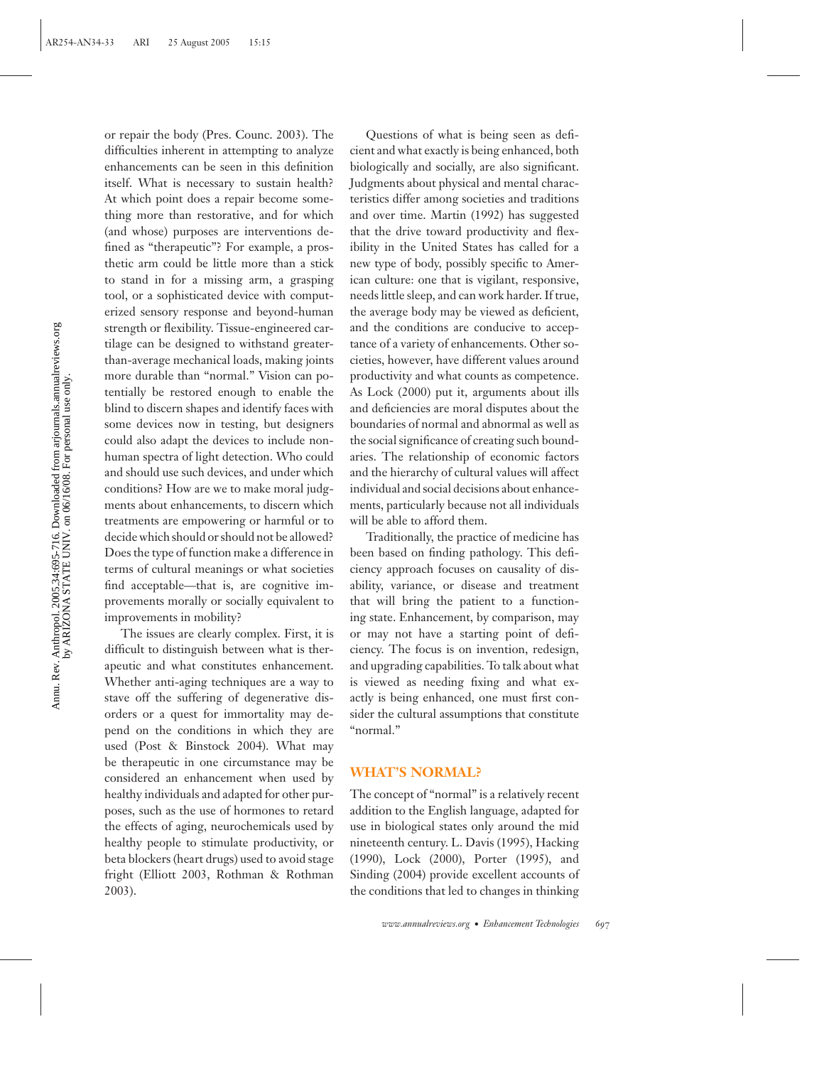or repair the body (Pres. Counc. 2003). The difficulties inherent in attempting to analyze enhancements can be seen in this definition itself. What is necessary to sustain health? At which point does a repair become something more than restorative, and for which (and whose) purposes are interventions defined as "therapeutic"? For example, a prosthetic arm could be little more than a stick to stand in for a missing arm, a grasping tool, or a sophisticated device with computerized sensory response and beyond-human strength or flexibility. Tissue-engineered cartilage can be designed to withstand greater-than-average mechanical loads, making joints more durable than "normal." Vision can potentially be restored enough to enable the blind to discern shapes and identify faces with some devices now in testing, but designers could also adapt the devices to include nonhuman spectra of light detection. Who could and should use such devices, and under which conditions? How are we to make moral judgments about enhancements, to discern which treatments are empowering or harmful or to decide which should or should not be allowed? Does the type of function make a difference in terms of cultural meanings or what societies find acceptable—that is, are cognitive improvements morally or socially equivalent to improvements in mobility?

The issues are clearly complex. First, it is difficult to distinguish between what is therapeutic and what constitutes enhancement. Whether anti-aging techniques are a way to stave off the suffering of degenerative disorders or a quest for immortality may depend on the conditions in which they are used (Post & Binstock 2004). What may be therapeutic in one circumstance may be considered an enhancement when used by healthy individuals and adapted for other purposes, such as the use of hormones to retard the effects of aging, neurochemicals used by healthy people to stimulate productivity, or beta blockers (heart drugs) used to avoid stage fright (Elliott 2003, Rothman & Rothman 2003).

Questions of what is being seen as deficient and what exactly is being enhanced, both biologically and socially, are also significant. Judgments about physical and mental characteristics differ among societies and traditions and over time. Martin (1992) has suggested that the drive toward productivity and flexibility in the United States has called for a new type of body, possibly specific to American culture: one that is vigilant, responsive, needs little sleep, and can work harder. If true, the average body may be viewed as deficient, and the conditions are conducive to acceptance of a variety of enhancements. Other societies, however, have different values around productivity and what counts as competence. As Lock (2000) put it, arguments about ills and deficiencies are moral disputes about the boundaries of normal and abnormal as well as the social significance of creating such boundaries. The relationship of economic factors and the hierarchy of cultural values will affect individual and social decisions about enhancements, particularly because not all individuals will be able to afford them.

Traditionally, the practice of medicine has been based on finding pathology. This deficiency approach focuses on causality of disability, variance, or disease and treatment that will bring the patient to a functioning state. Enhancement, by comparison, may or may not have a starting point of deficiency. The focus is on invention, redesign, and upgrading capabilities. To talk about what is viewed as needing fixing and what exactly is being enhanced, one must first consider the cultural assumptions that constitute "normal."

## WHAT'S NORMAL?

The concept of "normal" is a relatively recent addition to the English language, adapted for use in biological states only around the mid nineteenth century. L. Davis (1995), Hacking (1990), Lock (2000), Porter (1995), and Sinding (2004) provide excellent accounts of the conditions that led to changes in thinking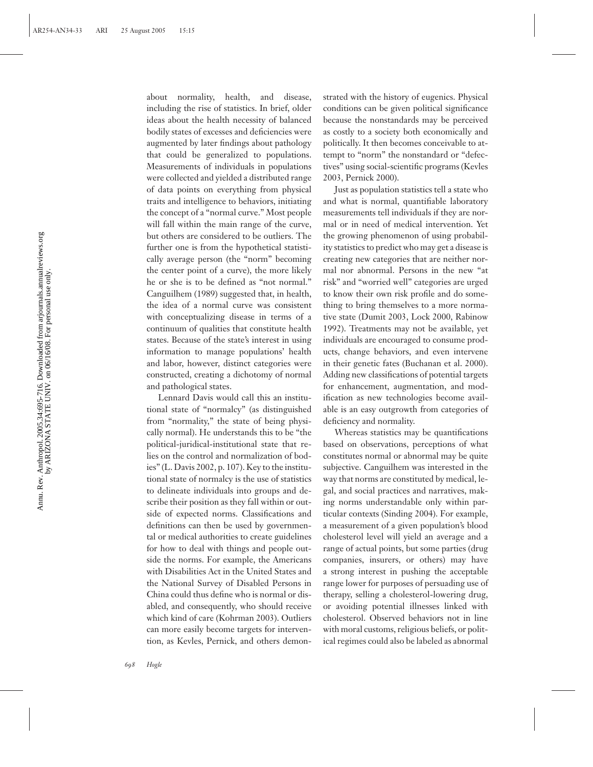about normality, health, and disease, including the rise of statistics. In brief, older ideas about the health necessity of balanced bodily states of excesses and deficiencies were augmented by later findings about pathology that could be generalized to populations. Measurements of individuals in populations were collected and yielded a distributed range of data points on everything from physical traits and intelligence to behaviors, initiating the concept of a "normal curve." Most people will fall within the main range of the curve, but others are considered to be outliers. The further one is from the hypothetical statistically average person (the "norm" becoming the center point of a curve), the more likely he or she is to be defined as "not normal." Canguilhem (1989) suggested that, in health, the idea of a normal curve was consistent with conceptualizing disease in terms of a continuum of qualities that constitute health states. Because of the state's interest in using information to manage populations' health and labor, however, distinct categories were constructed, creating a dichotomy of normal and pathological states.

Lennard Davis would call this an institutional state of "normalcy" (as distinguished from "normality," the state of being physically normal). He understands this to be "the political-juridical-institutional state that relies on the control and normalization of bodies" (L. Davis 2002, p. 107). Key to the institutional state of normalcy is the use of statistics to delineate individuals into groups and describe their position as they fall within or outside of expected norms. Classifications and definitions can then be used by governmental or medical authorities to create guidelines for how to deal with things and people outside the norms. For example, the Americans with Disabilities Act in the United States and the National Survey of Disabled Persons in China could thus define who is normal or disabled, and consequently, who should receive which kind of care (Kohrman 2003). Outliers can more easily become targets for intervention, as Kevles, Pernick, and others demonstrated with the history of eugenics. Physical conditions can be given political significance because the nonstandards may be perceived as costly to a society both economically and politically. It then becomes conceivable to attempt to "norm" the nonstandard or "defectives" using social-scientific programs (Kevles 2003, Pernick 2000).

Just as population statistics tell a state who and what is normal, quantifiable laboratory measurements tell individuals if they are normal or in need of medical intervention. Yet the growing phenomenon of using probability statistics to predict who may get a disease is creating new categories that are neither normal nor abnormal. Persons in the new "at risk" and "worried well" categories are urged to know their own risk profile and do something to bring themselves to a more normative state (Dumit 2003, Lock 2000, Rabinow 1992). Treatments may not be available, yet individuals are encouraged to consume products, change behaviors, and even intervene in their genetic fates (Buchanan et al. 2000). Adding new classifications of potential targets for enhancement, augmentation, and modification as new technologies become available is an easy outgrowth from categories of deficiency and normality.

Whereas statistics may be quantifications based on observations, perceptions of what constitutes normal or abnormal may be quite subjective. Canguilhem was interested in the way that norms are constituted by medical, legal, and social practices and narratives, making norms understandable only within particular contexts (Sinding 2004). For example, a measurement of a given population's blood cholesterol level will yield an average and a range of actual points, but some parties (drug companies, insurers, or others) may have a strong interest in pushing the acceptable range lower for purposes of persuading use of therapy, selling a cholesterol-lowering drug, or avoiding potential illnesses linked with cholesterol. Observed behaviors not in line with moral customs, religious beliefs, or political regimes could also be labeled as abnormal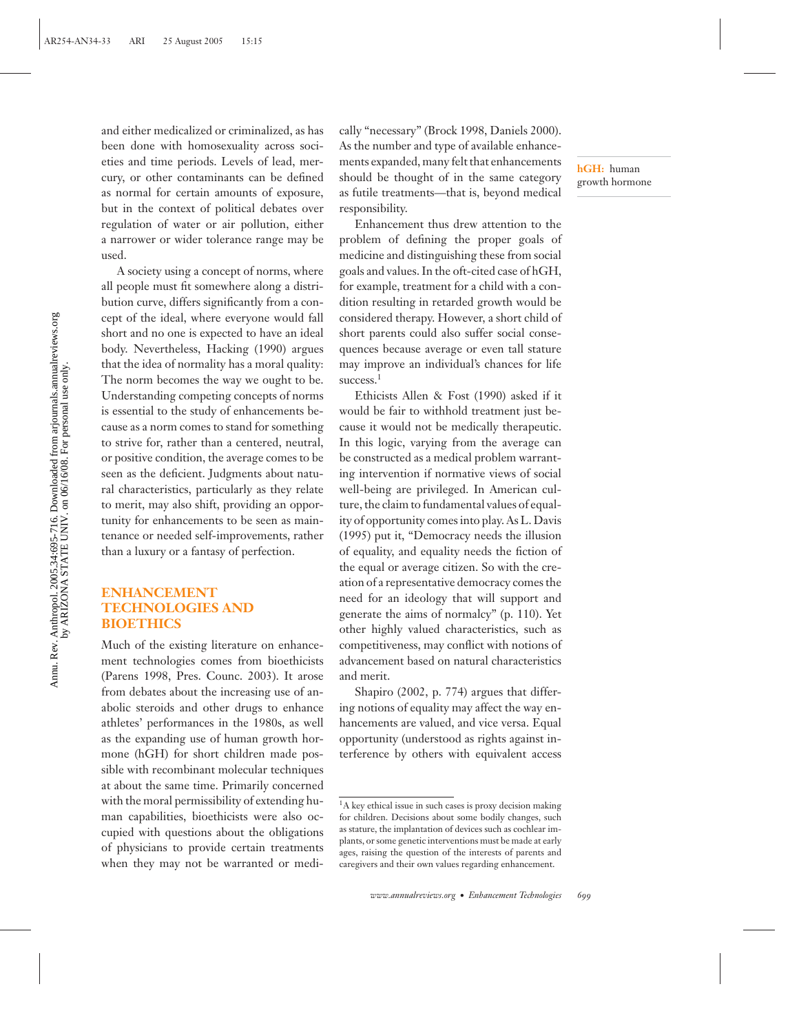and either medicalized or criminalized, as has been done with homosexuality across societies and time periods. Levels of lead, mercury, or other contaminants can be defined as normal for certain amounts of exposure, but in the context of political debates over regulation of water or air pollution, either a narrower or wider tolerance range may be used.

A society using a concept of norms, where all people must fit somewhere along a distribution curve, differs significantly from a concept of the ideal, where everyone would fall short and no one is expected to have an ideal body. Nevertheless, Hacking (1990) argues that the idea of normality has a moral quality: The norm becomes the way we ought to be. Understanding competing concepts of norms is essential to the study of enhancements because as a norm comes to stand for something to strive for, rather than a centered, neutral, or positive condition, the average comes to be seen as the deficient. Judgments about natural characteristics, particularly as they relate to merit, may also shift, providing an opportunity for enhancements to be seen as maintenance or needed self-improvements, rather than a luxury or a fantasy of perfection.

## ENHANCEMENT TECHNOLOGIES AND BIOETHICS

Much of the existing literature on enhancement technologies comes from bioethicists (Parens 1998, Pres. Counc. 2003). It arose from debates about the increasing use of anabolic steroids and other drugs to enhance athletes' performances in the 1980s, as well as the expanding use of human growth hormone (hGH) for short children made possible with recombinant molecular techniques at about the same time. Primarily concerned with the moral permissibility of extending human capabilities, bioethicists were also occupied with questions about the obligations of physicians to provide certain treatments when they may not be warranted or medically "necessary" (Brock 1998, Daniels 2000). As the number and type of available enhancements expanded, many felt that enhancements should be thought of in the same category as futile treatments—that is, beyond medical responsibility.

**hGH:** human growth hormone

Enhancement thus drew attention to the problem of defining the proper goals of medicine and distinguishing these from social goals and values. In the oft-cited case of hGH, for example, treatment for a child with a condition resulting in retarded growth would be considered therapy. However, a short child of short parents could also suffer social consequences because average or even tall stature may improve an individual's chances for life success.[1]

Ethicists Allen & Fost (1990) asked if it would be fair to withhold treatment just because it would not be medically therapeutic. In this logic, varying from the average can be constructed as a medical problem warranting intervention if normative views of social well-being are privileged. In American culture, the claim to fundamental values of equality of opportunity comes into play. As L. Davis (1995) put it, "Democracy needs the illusion of equality, and equality needs the fiction of the equal or average citizen. So with the creation of a representative democracy comes the need for an ideology that will support and generate the aims of normalcy" (p. 110). Yet other highly valued characteristics, such as competitiveness, may conflict with notions of advancement based on natural characteristics and merit.

Shapiro (2002, p. 774) argues that differing notions of equality may affect the way enhancements are valued, and vice versa. Equal opportunity (understood as rights against interference by others with equivalent access

[1] A key ethical issue in such cases is proxy decision making for children. Decisions about some bodily changes, such as stature, the implantation of devices such as cochlear implants, or some genetic interventions must be made at early ages, raising the question of the interests of parents and caregivers and their own values regarding enhancement.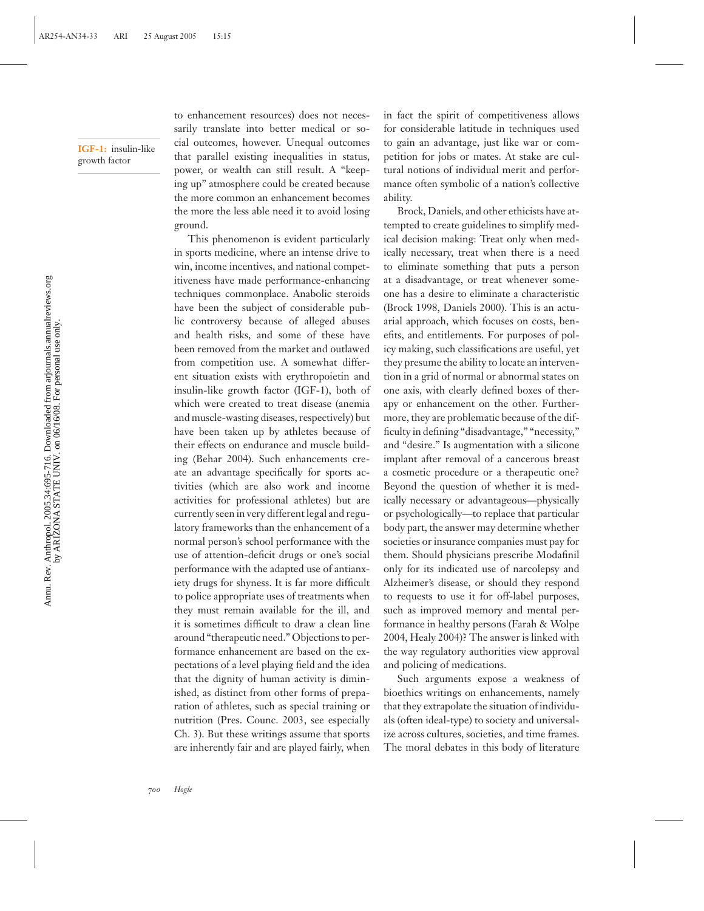to enhancement resources) does not necessarily translate into better medical or social outcomes, however. Unequal outcomes that parallel existing inequalities in status, power, or wealth can still result. A "keeping up" atmosphere could be created because the more common an enhancement becomes the more the less able need it to avoid losing ground.

**IGF-1:** insulin-like growth factor

This phenomenon is evident particularly in sports medicine, where an intense drive to win, income incentives, and national competitiveness have made performance-enhancing techniques commonplace. Anabolic steroids have been the subject of considerable public controversy because of alleged abuses and health risks, and some of these have been removed from the market and outlawed from competition use. A somewhat different situation exists with erythropoietin and insulin-like growth factor (IGF-1), both of which were created to treat disease (anemia and muscle-wasting diseases, respectively) but have been taken up by athletes because of their effects on endurance and muscle building (Behar 2004). Such enhancements create an advantage specifically for sports activities (which are also work and income activities for professional athletes) but are currently seen in very different legal and regulatory frameworks than the enhancement of a normal person's school performance with the use of attention-deficit drugs or one's social performance with the adapted use of antianxiety drugs for shyness. It is far more difficult to police appropriate uses of treatments when they must remain available for the ill, and it is sometimes difficult to draw a clean line around "therapeutic need." Objections to performance enhancement are based on the expectations of a level playing field and the idea that the dignity of human activity is diminished, as distinct from other forms of preparation of athletes, such as special training or nutrition (Pres. Counc. 2003, see especially Ch. 3). But these writings assume that sports are inherently fair and are played fairly, when in fact the spirit of competitiveness allows for considerable latitude in techniques used to gain an advantage, just like war or competition for jobs or mates. At stake are cultural notions of individual merit and performance often symbolic of a nation's collective ability.

Brock, Daniels, and other ethicists have attempted to create guidelines to simplify medical decision making: Treat only when medically necessary, treat when there is a need to eliminate something that puts a person at a disadvantage, or treat whenever someone has a desire to eliminate a characteristic (Brock 1998, Daniels 2000). This is an actuarial approach, which focuses on costs, benefits, and entitlements. For purposes of policy making, such classifications are useful, yet they presume the ability to locate an intervention in a grid of normal or abnormal states on one axis, with clearly defined boxes of therapy or enhancement on the other. Furthermore, they are problematic because of the difficulty in defining "disadvantage," "necessity," and "desire." Is augmentation with a silicone implant after removal of a cancerous breast a cosmetic procedure or a therapeutic one? Beyond the question of whether it is medically necessary or advantageous—physically or psychologically—to replace that particular body part, the answer may determine whether societies or insurance companies must pay for them. Should physicians prescribe Modafinil only for its indicated use of narcolepsy and Alzheimer's disease, or should they respond to requests to use it for off-label purposes, such as improved memory and mental performance in healthy persons (Farah & Wolpe 2004, Healy 2004)? The answer is linked with the way regulatory authorities view approval and policing of medications.

Such arguments expose a weakness of bioethics writings on enhancements, namely that they extrapolate the situation of individuals (often ideal-type) to society and universalize across cultures, societies, and time frames. The moral debates in this body of literature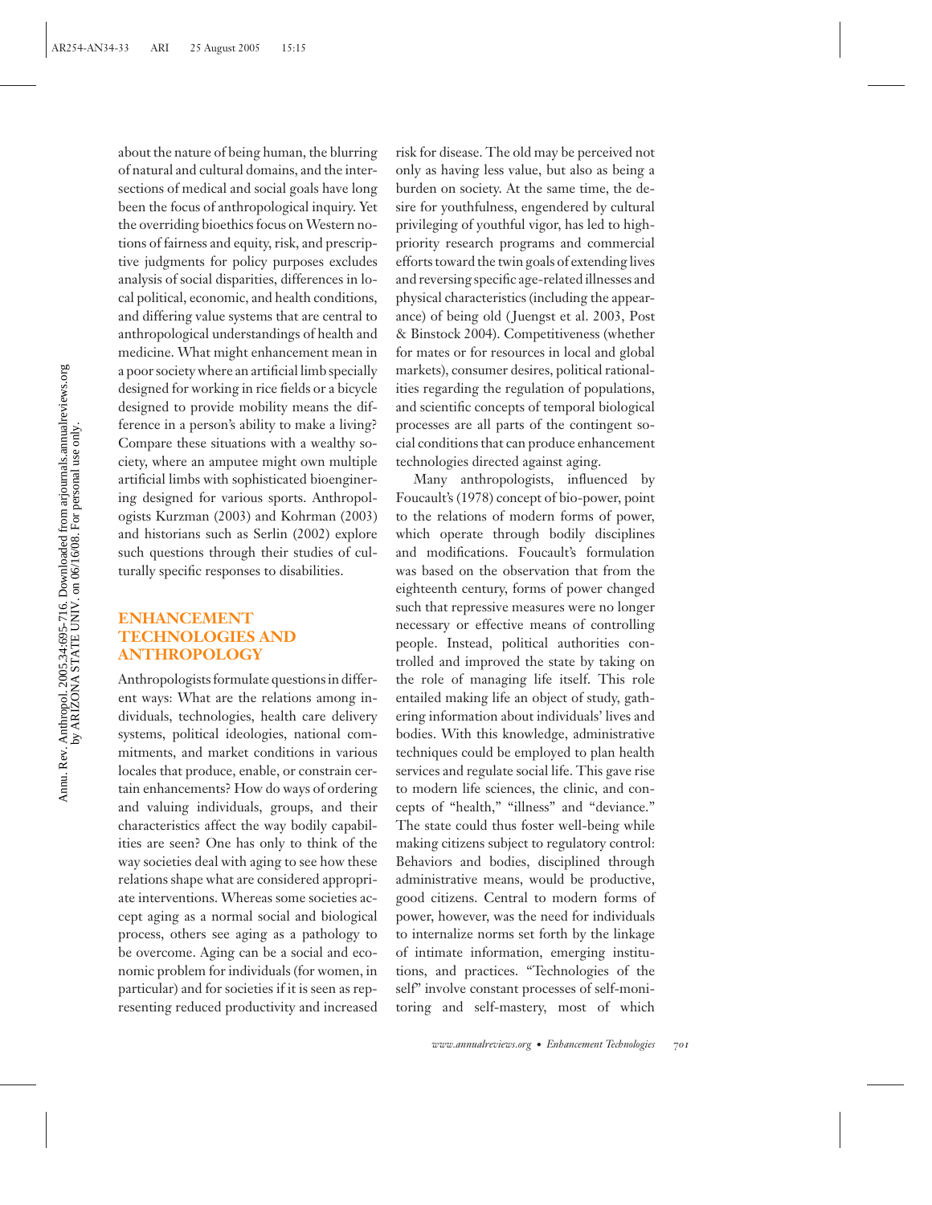about the nature of being human, the blurring of natural and cultural domains, and the intersections of medical and social goals have long been the focus of anthropological inquiry. Yet the overriding bioethics focus on Western notions of fairness and equity, risk, and prescriptive judgments for policy purposes excludes analysis of social disparities, differences in local political, economic, and health conditions, and differing value systems that are central to anthropological understandings of health and medicine. What might enhancement mean in a poor society where an artificial limb specially designed for working in rice fields or a bicycle designed to provide mobility means the difference in a person's ability to make a living? Compare these situations with a wealthy society, where an amputee might own multiple artificial limbs with sophisticated bioenginering designed for various sports. Anthropologists Kurzman (2003) and Kohrman (2003) and historians such as Serlin (2002) explore such questions through their studies of culturally specific responses to disabilities.

## ENHANCEMENT TECHNOLOGIES AND ANTHROPOLOGY

Anthropologists formulate questions in different ways: What are the relations among individuals, technologies, health care delivery systems, political ideologies, national commitments, and market conditions in various locales that produce, enable, or constrain certain enhancements? How do ways of ordering and valuing individuals, groups, and their characteristics affect the way bodily capabilities are seen? One has only to think of the way societies deal with aging to see how these relations shape what are considered appropriate interventions. Whereas some societies accept aging as a normal social and biological process, others see aging as a pathology to be overcome. Aging can be a social and economic problem for individuals (for women, in particular) and for societies if it is seen as representing reduced productivity and increased risk for disease. The old may be perceived not only as having less value, but also as being a burden on society. At the same time, the desire for youthfulness, engendered by cultural privileging of youthful vigor, has led to high-priority research programs and commercial efforts toward the twin goals of extending lives and reversing specific age-related illnesses and physical characteristics (including the appearance) of being old (Juengst et al. 2003, Post & Binstock 2004). Competitiveness (whether for mates or for resources in local and global markets), consumer desires, political rationalities regarding the regulation of populations, and scientific concepts of temporal biological processes are all parts of the contingent social conditions that can produce enhancement technologies directed against aging.

Many anthropologists, influenced by Foucault's (1978) concept of bio-power, point to the relations of modern forms of power, which operate through bodily disciplines and modifications. Foucault's formulation was based on the observation that from the eighteenth century, forms of power changed such that repressive measures were no longer necessary or effective means of controlling people. Instead, political authorities controlled and improved the state by taking on the role of managing life itself. This role entailed making life an object of study, gathering information about individuals' lives and bodies. With this knowledge, administrative techniques could be employed to plan health services and regulate social life. This gave rise to modern life sciences, the clinic, and concepts of "health," "illness" and "deviance." The state could thus foster well-being while making citizens subject to regulatory control: Behaviors and bodies, disciplined through administrative means, would be productive, good citizens. Central to modern forms of power, however, was the need for individuals to internalize norms set forth by the linkage of intimate information, emerging institutions, and practices. "Technologies of the self" involve constant processes of self-monitoring and self-mastery, most of which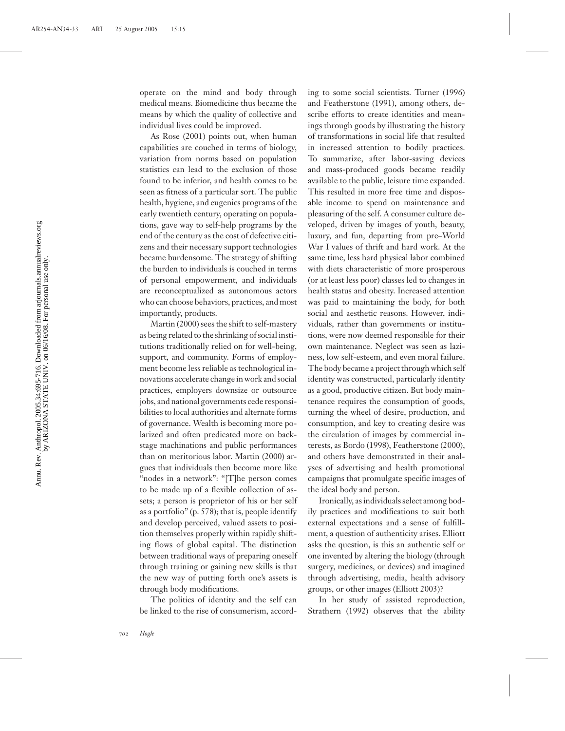operate on the mind and body through medical means. Biomedicine thus became the means by which the quality of collective and individual lives could be improved.

As Rose (2001) points out, when human capabilities are couched in terms of biology, variation from norms based on population statistics can lead to the exclusion of those found to be inferior, and health comes to be seen as fitness of a particular sort. The public health, hygiene, and eugenics programs of the early twentieth century, operating on populations, gave way to self-help programs by the end of the century as the cost of defective citizens and their necessary support technologies became burdensome. The strategy of shifting the burden to individuals is couched in terms of personal empowerment, and individuals are reconceptualized as autonomous actors who can choose behaviors, practices, and most importantly, products.

Martin (2000) sees the shift to self-mastery as being related to the shrinking of social institutions traditionally relied on for well-being, support, and community. Forms of employment become less reliable as technological innovations accelerate change in work and social practices, employers downsize or outsource jobs, and national governments cede responsibilities to local authorities and alternate forms of governance. Wealth is becoming more polarized and often predicated more on backstage machinations and public performances than on meritorious labor. Martin (2000) argues that individuals then become more like "nodes in a network": "[T]he person comes to be made up of a flexible collection of assets; a person is proprietor of his or her self as a portfolio" (p. 578); that is, people identify and develop perceived, valued assets to position themselves properly within rapidly shifting flows of global capital. The distinction between traditional ways of preparing oneself through training or gaining new skills is that the new way of putting forth one's assets is through body modifications.

The politics of identity and the self can be linked to the rise of consumerism, according to some social scientists. Turner (1996) and Featherstone (1991), among others, describe efforts to create identities and meanings through goods by illustrating the history of transformations in social life that resulted in increased attention to bodily practices. To summarize, after labor-saving devices and mass-produced goods became readily available to the public, leisure time expanded. This resulted in more free time and disposable income to spend on maintenance and pleasuring of the self. A consumer culture developed, driven by images of youth, beauty, luxury, and fun, departing from pre–World War I values of thrift and hard work. At the same time, less hard physical labor combined with diets characteristic of more prosperous (or at least less poor) classes led to changes in health status and obesity. Increased attention was paid to maintaining the body, for both social and aesthetic reasons. However, individuals, rather than governments or institutions, were now deemed responsible for their own maintenance. Neglect was seen as laziness, low self-esteem, and even moral failure. The body became a project through which self identity was constructed, particularly identity as a good, productive citizen. But body maintenance requires the consumption of goods, turning the wheel of desire, production, and consumption, and key to creating desire was the circulation of images by commercial interests, as Bordo (1998), Featherstone (2000), and others have demonstrated in their analyses of advertising and health promotional campaigns that promulgate specific images of the ideal body and person.

Ironically, as individuals select among bodily practices and modifications to suit both external expectations and a sense of fulfillment, a question of authenticity arises. Elliott asks the question, is this an authentic self or one invented by altering the biology (through surgery, medicines, or devices) and imagined through advertising, media, health advisory groups, or other images (Elliott 2003)?

In her study of assisted reproduction, Strathern (1992) observes that the ability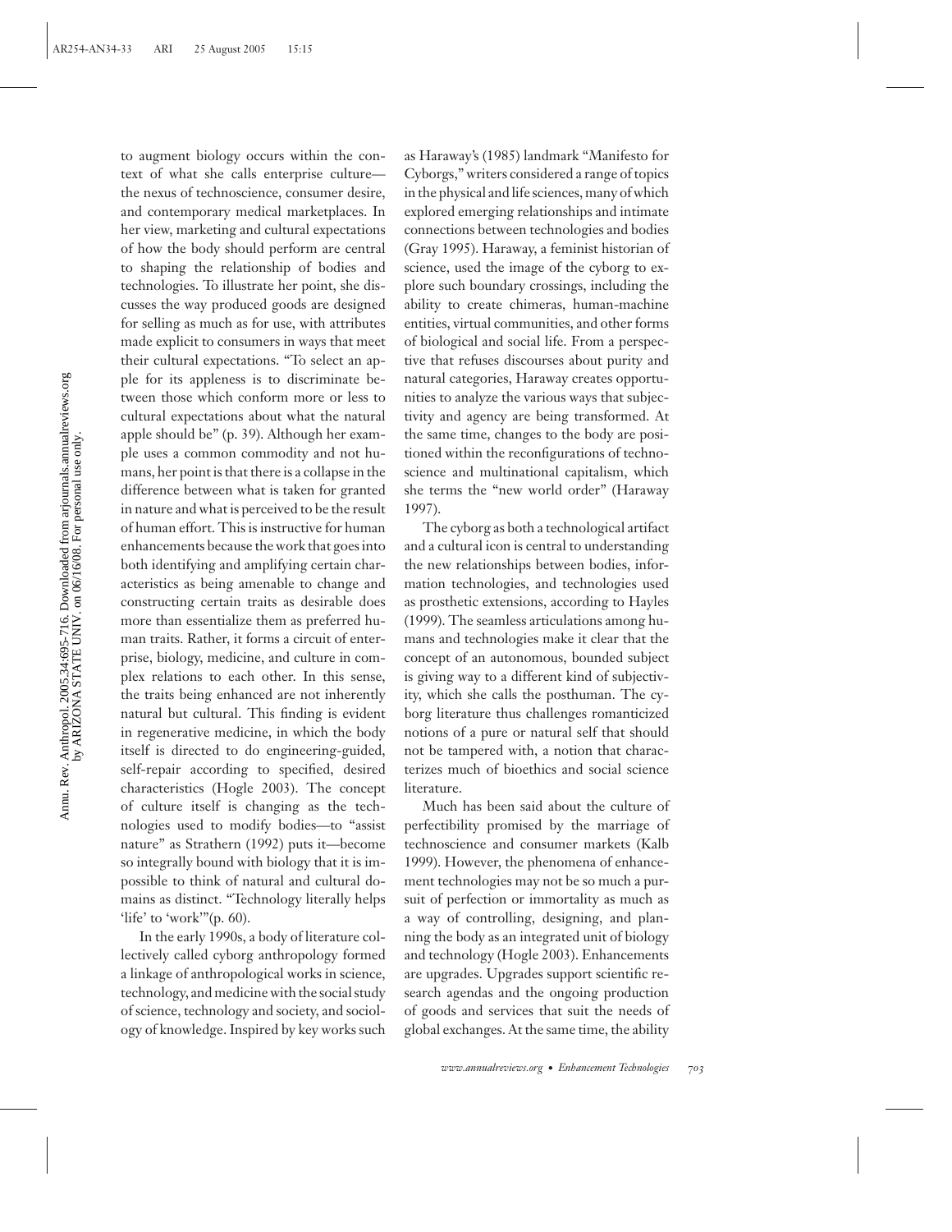to augment biology occurs within the context of what she calls enterprise culture—the nexus of technoscience, consumer desire, and contemporary medical marketplaces. In her view, marketing and cultural expectations of how the body should perform are central to shaping the relationship of bodies and technologies. To illustrate her point, she discusses the way produced goods are designed for selling as much as for use, with attributes made explicit to consumers in ways that meet their cultural expectations. "To select an apple for its appleness is to discriminate between those which conform more or less to cultural expectations about what the natural apple should be" (p. 39). Although her example uses a common commodity and not humans, her point is that there is a collapse in the difference between what is taken for granted in nature and what is perceived to be the result of human effort. This is instructive for human enhancements because the work that goes into both identifying and amplifying certain characteristics as being amenable to change and constructing certain traits as desirable does more than essentialize them as preferred human traits. Rather, it forms a circuit of enterprise, biology, medicine, and culture in complex relations to each other. In this sense, the traits being enhanced are not inherently natural but cultural. This finding is evident in regenerative medicine, in which the body itself is directed to do engineering-guided, self-repair according to specified, desired characteristics (Hogle 2003). The concept of culture itself is changing as the technologies used to modify bodies—to "assist nature" as Strathern (1992) puts it—become so integrally bound with biology that it is impossible to think of natural and cultural domains as distinct. "Technology literally helps 'life' to 'work'"(p. 60).

In the early 1990s, a body of literature collectively called cyborg anthropology formed a linkage of anthropological works in science, technology, and medicine with the social study of science, technology and society, and sociology of knowledge. Inspired by key works such as Haraway's (1985) landmark "Manifesto for Cyborgs," writers considered a range of topics in the physical and life sciences, many of which explored emerging relationships and intimate connections between technologies and bodies (Gray 1995). Haraway, a feminist historian of science, used the image of the cyborg to explore such boundary crossings, including the ability to create chimeras, human-machine entities, virtual communities, and other forms of biological and social life. From a perspective that refuses discourses about purity and natural categories, Haraway creates opportunities to analyze the various ways that subjectivity and agency are being transformed. At the same time, changes to the body are positioned within the reconfigurations of technoscience and multinational capitalism, which she terms the "new world order" (Haraway 1997).

The cyborg as both a technological artifact and a cultural icon is central to understanding the new relationships between bodies, information technologies, and technologies used as prosthetic extensions, according to Hayles (1999). The seamless articulations among humans and technologies make it clear that the concept of an autonomous, bounded subject is giving way to a different kind of subjectivity, which she calls the posthuman. The cyborg literature thus challenges romanticized notions of a pure or natural self that should not be tampered with, a notion that characterizes much of bioethics and social science literature.

Much has been said about the culture of perfectibility promised by the marriage of technoscience and consumer markets (Kalb 1999). However, the phenomena of enhancement technologies may not be so much a pursuit of perfection or immortality as much as a way of controlling, designing, and planning the body as an integrated unit of biology and technology (Hogle 2003). Enhancements are upgrades. Upgrades support scientific research agendas and the ongoing production of goods and services that suit the needs of global exchanges. At the same time, the ability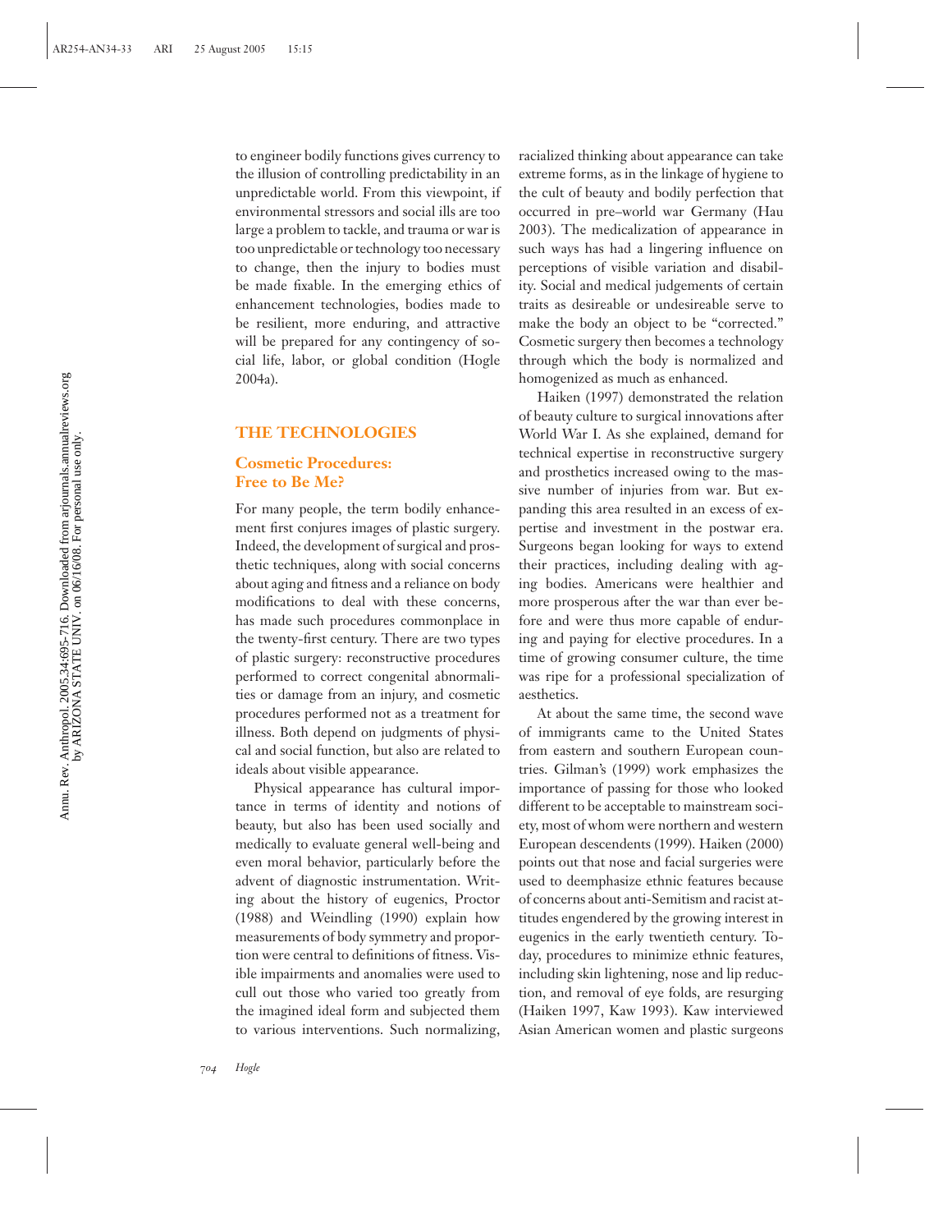to engineer bodily functions gives currency to the illusion of controlling predictability in an unpredictable world. From this viewpoint, if environmental stressors and social ills are too large a problem to tackle, and trauma or war is too unpredictable or technology too necessary to change, then the injury to bodies must be made fixable. In the emerging ethics of enhancement technologies, bodies made to be resilient, more enduring, and attractive will be prepared for any contingency of social life, labor, or global condition (Hogle 2004a).

## THE TECHNOLOGIES

### Cosmetic Procedures: Free to Be Me?

For many people, the term bodily enhancement first conjures images of plastic surgery. Indeed, the development of surgical and prosthetic techniques, along with social concerns about aging and fitness and a reliance on body modifications to deal with these concerns, has made such procedures commonplace in the twenty-first century. There are two types of plastic surgery: reconstructive procedures performed to correct congenital abnormalities or damage from an injury, and cosmetic procedures performed not as a treatment for illness. Both depend on judgments of physical and social function, but also are related to ideals about visible appearance.

Physical appearance has cultural importance in terms of identity and notions of beauty, but also has been used socially and medically to evaluate general well-being and even moral behavior, particularly before the advent of diagnostic instrumentation. Writing about the history of eugenics, Proctor (1988) and Weindling (1990) explain how measurements of body symmetry and proportion were central to definitions of fitness. Visible impairments and anomalies were used to cull out those who varied too greatly from the imagined ideal form and subjected them to various interventions. Such normalizing, racialized thinking about appearance can take extreme forms, as in the linkage of hygiene to the cult of beauty and bodily perfection that occurred in pre–world war Germany (Hau 2003). The medicalization of appearance in such ways has had a lingering influence on perceptions of visible variation and disability. Social and medical judgements of certain traits as desireable or undesireable serve to make the body an object to be "corrected." Cosmetic surgery then becomes a technology through which the body is normalized and homogenized as much as enhanced.

Haiken (1997) demonstrated the relation of beauty culture to surgical innovations after World War I. As she explained, demand for technical expertise in reconstructive surgery and prosthetics increased owing to the massive number of injuries from war. But expanding this area resulted in an excess of expertise and investment in the postwar era. Surgeons began looking for ways to extend their practices, including dealing with aging bodies. Americans were healthier and more prosperous after the war than ever before and were thus more capable of enduring and paying for elective procedures. In a time of growing consumer culture, the time was ripe for a professional specialization of aesthetics.

At about the same time, the second wave of immigrants came to the United States from eastern and southern European countries. Gilman's (1999) work emphasizes the importance of passing for those who looked different to be acceptable to mainstream society, most of whom were northern and western European descendents (1999). Haiken (2000) points out that nose and facial surgeries were used to deemphasize ethnic features because of concerns about anti-Semitism and racist attitudes engendered by the growing interest in eugenics in the early twentieth century. Today, procedures to minimize ethnic features, including skin lightening, nose and lip reduction, and removal of eye folds, are resurging (Haiken 1997, Kaw 1993). Kaw interviewed Asian American women and plastic surgeons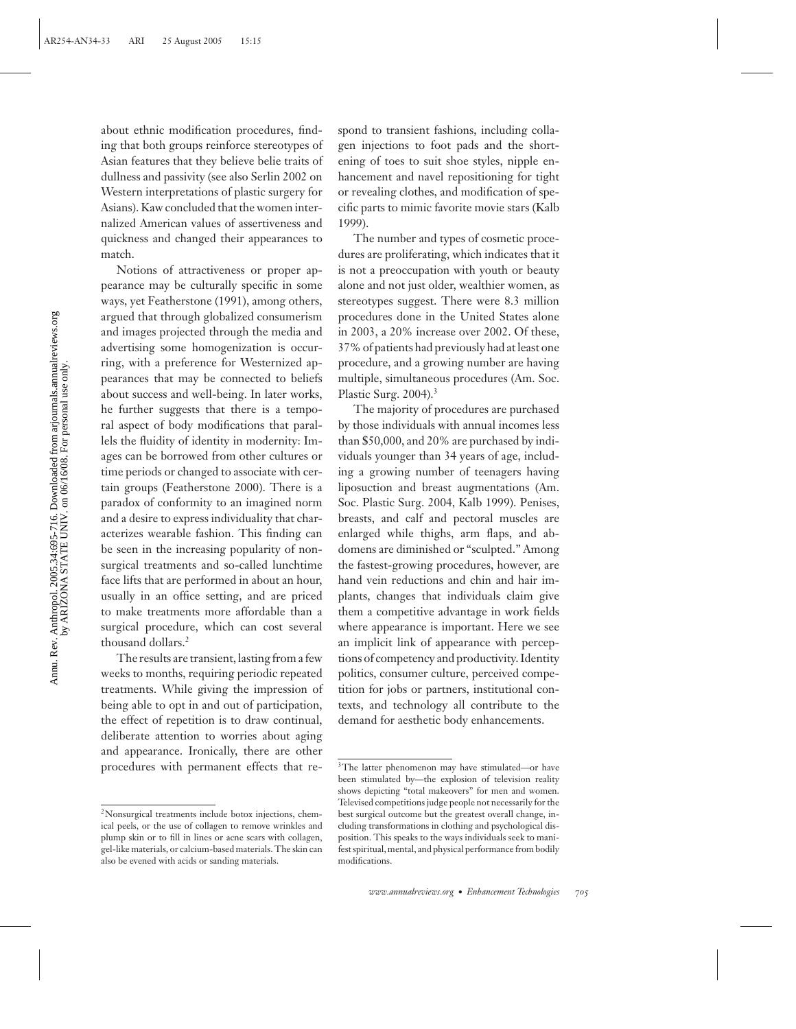about ethnic modification procedures, finding that both groups reinforce stereotypes of Asian features that they believe belie traits of dullness and passivity (see also Serlin 2002 on Western interpretations of plastic surgery for Asians). Kaw concluded that the women internalized American values of assertiveness and quickness and changed their appearances to match.

Notions of attractiveness or proper appearance may be culturally specific in some ways, yet Featherstone (1991), among others, argued that through globalized consumerism and images projected through the media and advertising some homogenization is occurring, with a preference for Westernized appearances that may be connected to beliefs about success and well-being. In later works, he further suggests that there is a temporal aspect of body modifications that parallels the fluidity of identity in modernity: Images can be borrowed from other cultures or time periods or changed to associate with certain groups (Featherstone 2000). There is a paradox of conformity to an imagined norm and a desire to express individuality that characterizes wearable fashion. This finding can be seen in the increasing popularity of nonsurgical treatments and so-called lunchtime face lifts that are performed in about an hour, usually in an office setting, and are priced to make treatments more affordable than a surgical procedure, which can cost several thousand dollars.[2]

The results are transient, lasting from a few weeks to months, requiring periodic repeated treatments. While giving the impression of being able to opt in and out of participation, the effect of repetition is to draw continual, deliberate attention to worries about aging and appearance. Ironically, there are other procedures with permanent effects that respond to transient fashions, including collagen injections to foot pads and the shortening of toes to suit shoe styles, nipple enhancement and navel repositioning for tight or revealing clothes, and modification of specific parts to mimic favorite movie stars (Kalb 1999).

The number and types of cosmetic procedures are proliferating, which indicates that it is not a preoccupation with youth or beauty alone and not just older, wealthier women, as stereotypes suggest. There were 8.3 million procedures done in the United States alone in 2003, a 20% increase over 2002. Of these, 37% of patients had previously had at least one procedure, and a growing number are having multiple, simultaneous procedures (Am. Soc. Plastic Surg. 2004).[3]

The majority of procedures are purchased by those individuals with annual incomes less than $50,000, and 20% are purchased by individuals younger than 34 years of age, including a growing number of teenagers having liposuction and breast augmentations (Am. Soc. Plastic Surg. 2004, Kalb 1999). Penises, breasts, and calf and pectoral muscles are enlarged while thighs, arm flaps, and abdomens are diminished or "sculpted." Among the fastest-growing procedures, however, are hand vein reductions and chin and hair implants, changes that individuals claim give them a competitive advantage in work fields where appearance is important. Here we see an implicit link of appearance with perceptions of competency and productivity. Identity politics, consumer culture, perceived competition for jobs or partners, institutional contexts, and technology all contribute to the demand for aesthetic body enhancements.

---

[2]Nonsurgical treatments include botox injections, chemical peels, or the use of collagen to remove wrinkles and plump skin or to fill in lines or acne scars with collagen, gel-like materials, or calcium-based materials. The skin can also be evened with acids or sanding materials.

[3]The latter phenomenon may have stimulated—or have been stimulated by—the explosion of television reality shows depicting "total makeovers" for men and women. Televised competitions judge people not necessarily for the best surgical outcome but the greatest overall change, including transformations in clothing and psychological disposition. This speaks to the ways individuals seek to manifest spiritual, mental, and physical performance from bodily modifications.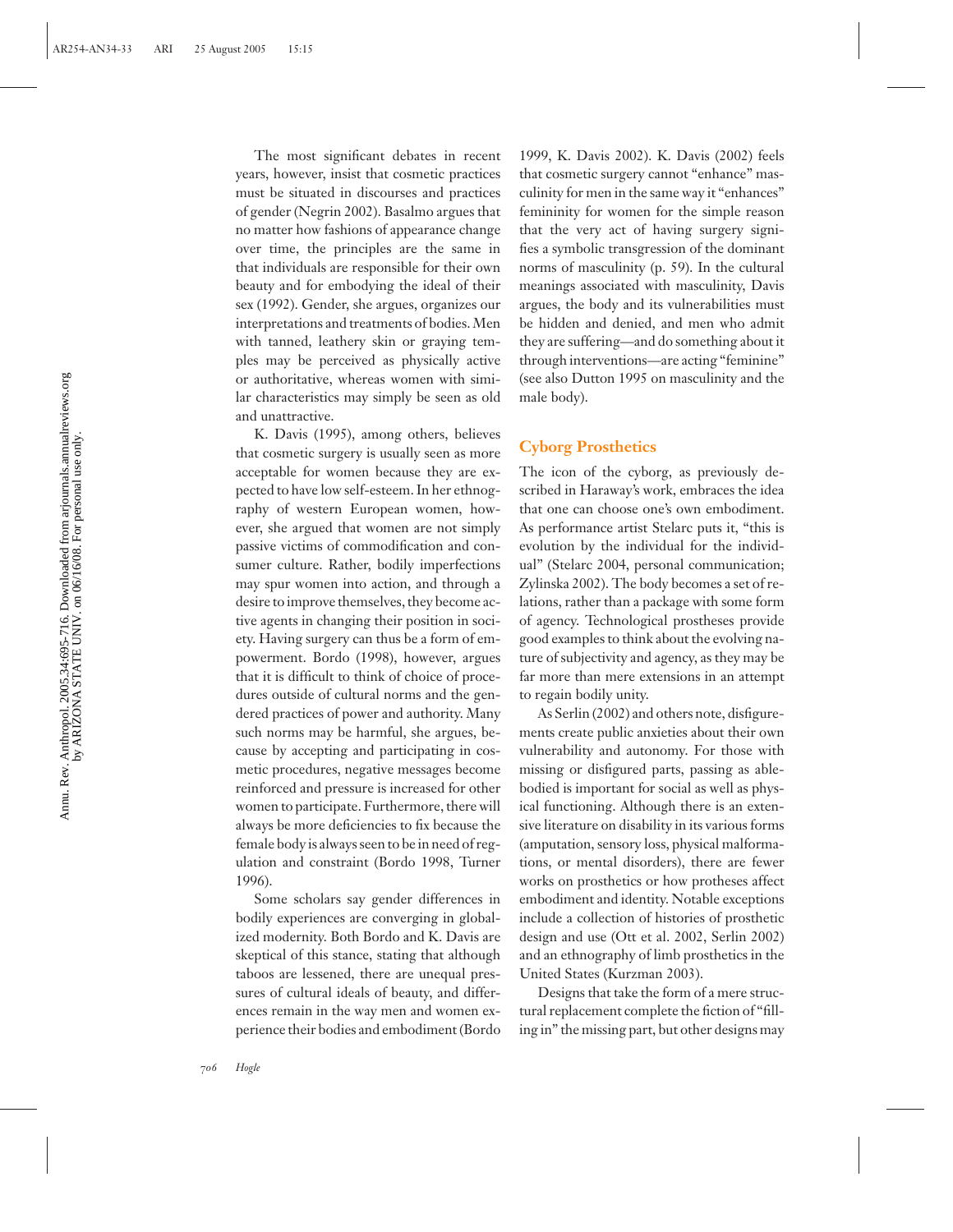The most significant debates in recent years, however, insist that cosmetic practices must be situated in discourses and practices of gender (Negrin 2002). Basalmo argues that no matter how fashions of appearance change over time, the principles are the same in that individuals are responsible for their own beauty and for embodying the ideal of their sex (1992). Gender, she argues, organizes our interpretations and treatments of bodies. Men with tanned, leathery skin or graying temples may be perceived as physically active or authoritative, whereas women with similar characteristics may simply be seen as old and unattractive.

K. Davis (1995), among others, believes that cosmetic surgery is usually seen as more acceptable for women because they are expected to have low self-esteem. In her ethnography of western European women, however, she argued that women are not simply passive victims of commodification and consumer culture. Rather, bodily imperfections may spur women into action, and through a desire to improve themselves, they become active agents in changing their position in society. Having surgery can thus be a form of empowerment. Bordo (1998), however, argues that it is difficult to think of choice of procedures outside of cultural norms and the gendered practices of power and authority. Many such norms may be harmful, she argues, because by accepting and participating in cosmetic procedures, negative messages become reinforced and pressure is increased for other women to participate. Furthermore, there will always be more deficiencies to fix because the female body is always seen to be in need of regulation and constraint (Bordo 1998, Turner 1996).

Some scholars say gender differences in bodily experiences are converging in globalized modernity. Both Bordo and K. Davis are skeptical of this stance, stating that although taboos are lessened, there are unequal pressures of cultural ideals of beauty, and differences remain in the way men and women experience their bodies and embodiment (Bordo 1999, K. Davis 2002). K. Davis (2002) feels that cosmetic surgery cannot "enhance" masculinity for men in the same way it "enhances" femininity for women for the simple reason that the very act of having surgery signifies a symbolic transgression of the dominant norms of masculinity (p. 59). In the cultural meanings associated with masculinity, Davis argues, the body and its vulnerabilities must be hidden and denied, and men who admit they are suffering—and do something about it through interventions—are acting "feminine" (see also Dutton 1995 on masculinity and the male body).

## Cyborg Prosthetics

The icon of the cyborg, as previously described in Haraway's work, embraces the idea that one can choose one's own embodiment. As performance artist Stelarc puts it, "this is evolution by the individual for the individual" (Stelarc 2004, personal communication; Zylinska 2002). The body becomes a set of relations, rather than a package with some form of agency. Technological prostheses provide good examples to think about the evolving nature of subjectivity and agency, as they may be far more than mere extensions in an attempt to regain bodily unity.

As Serlin (2002) and others note, disfigurements create public anxieties about their own vulnerability and autonomy. For those with missing or disfigured parts, passing as able-bodied is important for social as well as physical functioning. Although there is an extensive literature on disability in its various forms (amputation, sensory loss, physical malformations, or mental disorders), there are fewer works on prosthetics or how protheses affect embodiment and identity. Notable exceptions include a collection of histories of prosthetic design and use (Ott et al. 2002, Serlin 2002) and an ethnography of limb prosthetics in the United States (Kurzman 2003).

Designs that take the form of a mere structural replacement complete the fiction of "filling in" the missing part, but other designs may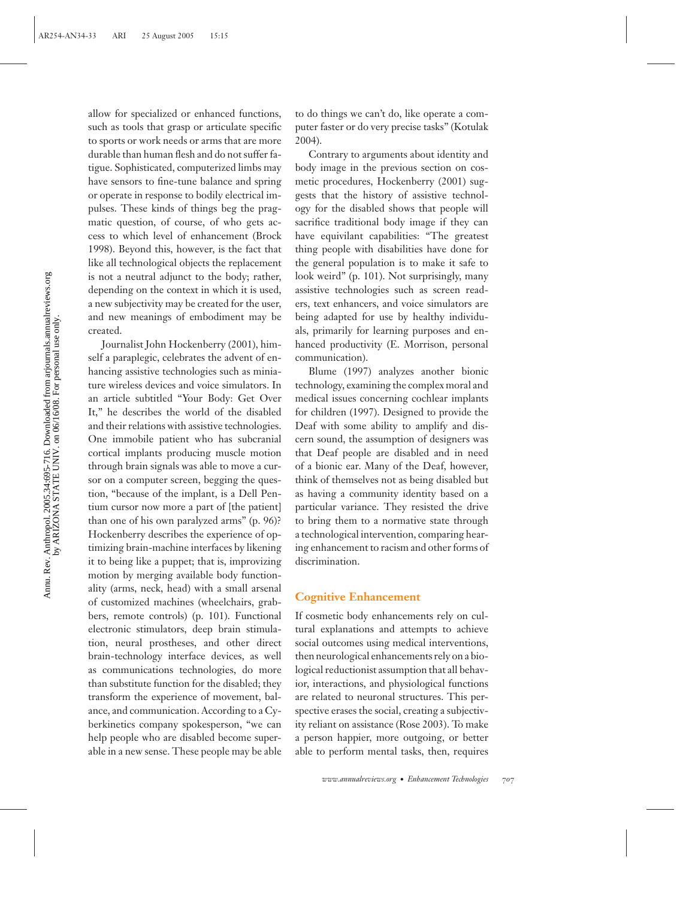allow for specialized or enhanced functions, such as tools that grasp or articulate specific to sports or work needs or arms that are more durable than human flesh and do not suffer fatigue. Sophisticated, computerized limbs may have sensors to fine-tune balance and spring or operate in response to bodily electrical impulses. These kinds of things beg the pragmatic question, of course, of who gets access to which level of enhancement (Brock 1998). Beyond this, however, is the fact that like all technological objects the replacement is not a neutral adjunct to the body; rather, depending on the context in which it is used, a new subjectivity may be created for the user, and new meanings of embodiment may be created.

Journalist John Hockenberry (2001), himself a paraplegic, celebrates the advent of enhancing assistive technologies such as miniature wireless devices and voice simulators. In an article subtitled "Your Body: Get Over It," he describes the world of the disabled and their relations with assistive technologies. One immobile patient who has subcranial cortical implants producing muscle motion through brain signals was able to move a cursor on a computer screen, begging the question, "because of the implant, is a Dell Pentium cursor now more a part of [the patient] than one of his own paralyzed arms" (p. 96)? Hockenberry describes the experience of optimizing brain-machine interfaces by likening it to being like a puppet; that is, improvizing motion by merging available body functionality (arms, neck, head) with a small arsenal of customized machines (wheelchairs, grabbers, remote controls) (p. 101). Functional electronic stimulators, deep brain stimulation, neural prostheses, and other direct brain-technology interface devices, as well as communications technologies, do more than substitute function for the disabled; they transform the experience of movement, balance, and communication. According to a Cyberkinetics company spokesperson, "we can help people who are disabled become superable in a new sense. These people may be able to do things we can't do, like operate a computer faster or do very precise tasks" (Kotulak 2004).

Contrary to arguments about identity and body image in the previous section on cosmetic procedures, Hockenberry (2001) suggests that the history of assistive technology for the disabled shows that people will sacrifice traditional body image if they can have equivilant capabilities: "The greatest thing people with disabilities have done for the general population is to make it safe to look weird" (p. 101). Not surprisingly, many assistive technologies such as screen readers, text enhancers, and voice simulators are being adapted for use by healthy individuals, primarily for learning purposes and enhanced productivity (E. Morrison, personal communication).

Blume (1997) analyzes another bionic technology, examining the complex moral and medical issues concerning cochlear implants for children (1997). Designed to provide the Deaf with some ability to amplify and discern sound, the assumption of designers was that Deaf people are disabled and in need of a bionic ear. Many of the Deaf, however, think of themselves not as being disabled but as having a community identity based on a particular variance. They resisted the drive to bring them to a normative state through a technological intervention, comparing hearing enhancement to racism and other forms of discrimination.

## Cognitive Enhancement

If cosmetic body enhancements rely on cultural explanations and attempts to achieve social outcomes using medical interventions, then neurological enhancements rely on a biological reductionist assumption that all behavior, interactions, and physiological functions are related to neuronal structures. This perspective erases the social, creating a subjectivity reliant on assistance (Rose 2003). To make a person happier, more outgoing, or better able to perform mental tasks, then, requires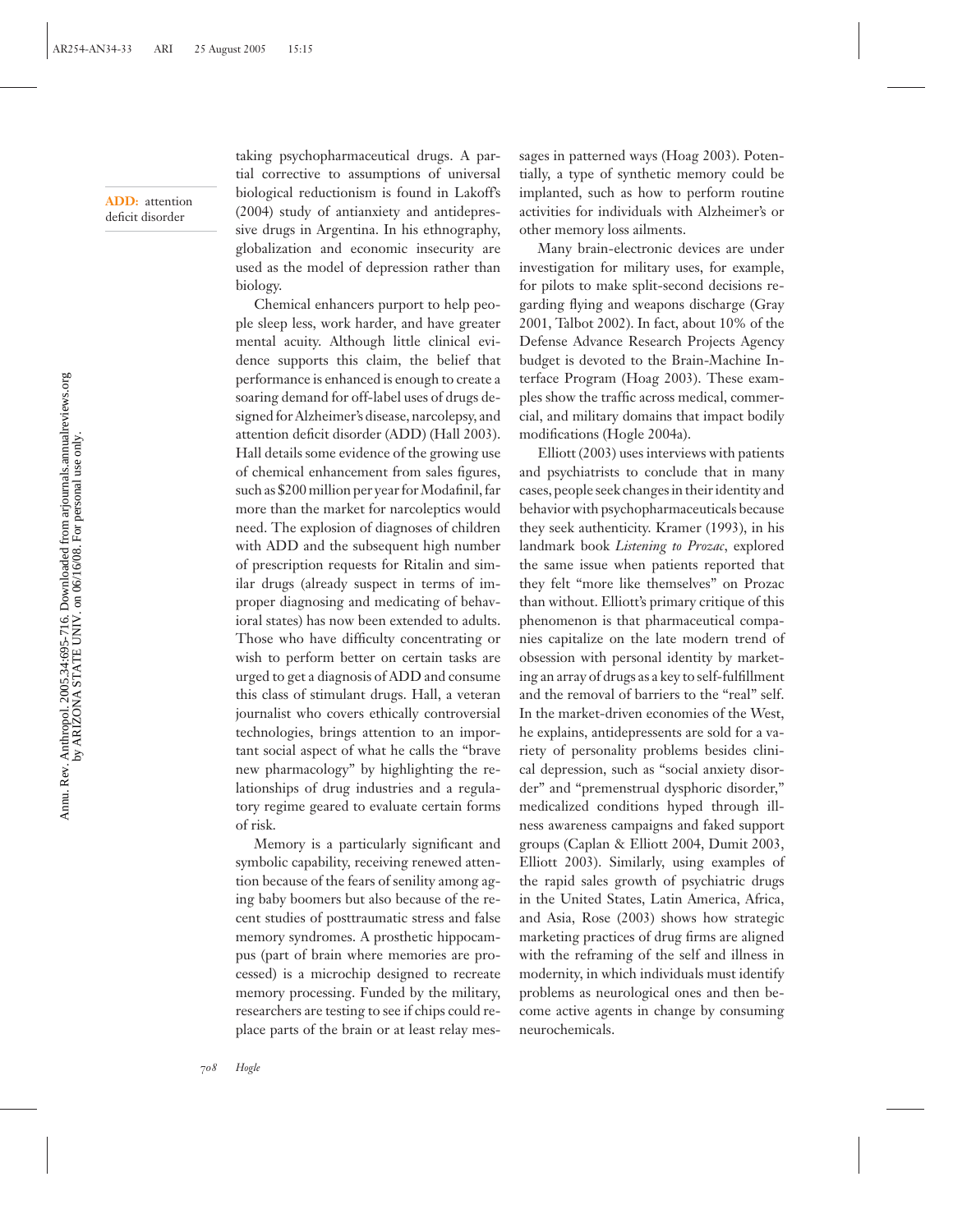taking psychopharmaceutical drugs. A partial corrective to assumptions of universal biological reductionism is found in Lakoff's (2004) study of antianxiety and antidepressive drugs in Argentina. In his ethnography, globalization and economic insecurity are used as the model of depression rather than biology.

**ADD:** attention deficit disorder

Chemical enhancers purport to help people sleep less, work harder, and have greater mental acuity. Although little clinical evidence supports this claim, the belief that performance is enhanced is enough to create a soaring demand for off-label uses of drugs designed for Alzheimer's disease, narcolepsy, and attention deficit disorder (ADD) (Hall 2003). Hall details some evidence of the growing use of chemical enhancement from sales figures, such as \$200 million per year for Modafinil, far more than the market for narcoleptics would need. The explosion of diagnoses of children with ADD and the subsequent high number of prescription requests for Ritalin and similar drugs (already suspect in terms of improper diagnosing and medicating of behavioral states) has now been extended to adults. Those who have difficulty concentrating or wish to perform better on certain tasks are urged to get a diagnosis of ADD and consume this class of stimulant drugs. Hall, a veteran journalist who covers ethically controversial technologies, brings attention to an important social aspect of what he calls the "brave new pharmacology" by highlighting the relationships of drug industries and a regulatory regime geared to evaluate certain forms of risk.

Memory is a particularly significant and symbolic capability, receiving renewed attention because of the fears of senility among aging baby boomers but also because of the recent studies of posttraumatic stress and false memory syndromes. A prosthetic hippocampus (part of brain where memories are processed) is a microchip designed to recreate memory processing. Funded by the military, researchers are testing to see if chips could replace parts of the brain or at least relay messages in patterned ways (Hoag 2003). Potentially, a type of synthetic memory could be implanted, such as how to perform routine activities for individuals with Alzheimer's or other memory loss ailments.

Many brain-electronic devices are under investigation for military uses, for example, for pilots to make split-second decisions regarding flying and weapons discharge (Gray 2001, Talbot 2002). In fact, about 10% of the Defense Advance Research Projects Agency budget is devoted to the Brain-Machine Interface Program (Hoag 2003). These examples show the traffic across medical, commercial, and military domains that impact bodily modifications (Hogle 2004a).

Elliott (2003) uses interviews with patients and psychiatrists to conclude that in many cases, people seek changes in their identity and behavior with psychopharmaceuticals because they seek authenticity. Kramer (1993), in his landmark book *Listening to Prozac*, explored the same issue when patients reported that they felt "more like themselves" on Prozac than without. Elliott's primary critique of this phenomenon is that pharmaceutical companies capitalize on the late modern trend of obsession with personal identity by marketing an array of drugs as a key to self-fulfillment and the removal of barriers to the "real" self. In the market-driven economies of the West, he explains, antidepressents are sold for a variety of personality problems besides clinical depression, such as "social anxiety disorder" and "premenstrual dysphoric disorder," medicalized conditions hyped through illness awareness campaigns and faked support groups (Caplan & Elliott 2004, Dumit 2003, Elliott 2003). Similarly, using examples of the rapid sales growth of psychiatric drugs in the United States, Latin America, Africa, and Asia, Rose (2003) shows how strategic marketing practices of drug firms are aligned with the reframing of the self and illness in modernity, in which individuals must identify problems as neurological ones and then become active agents in change by consuming neurochemicals.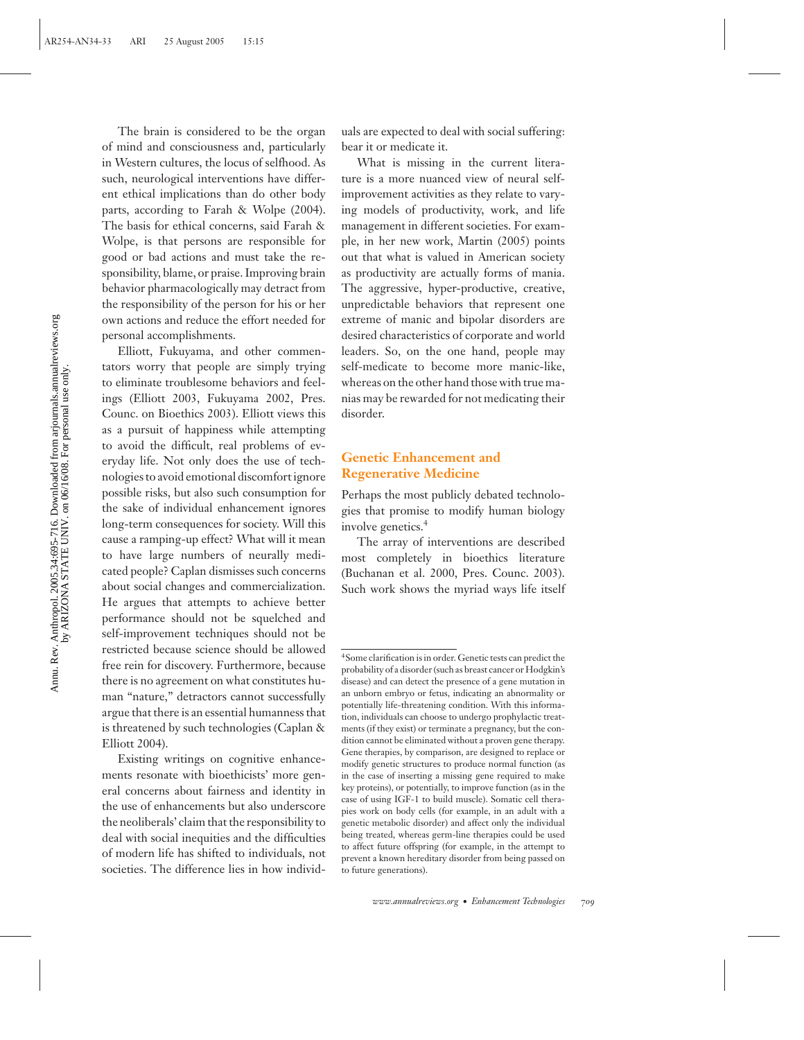The brain is considered to be the organ of mind and consciousness and, particularly in Western cultures, the locus of selfhood. As such, neurological interventions have different ethical implications than do other body parts, according to Farah & Wolpe (2004). The basis for ethical concerns, said Farah & Wolpe, is that persons are responsible for good or bad actions and must take the responsibility, blame, or praise. Improving brain behavior pharmacologically may detract from the responsibility of the person for his or her own actions and reduce the effort needed for personal accomplishments.

Elliott, Fukuyama, and other commentators worry that people are simply trying to eliminate troublesome behaviors and feelings (Elliott 2003, Fukuyama 2002, Pres. Counc. on Bioethics 2003). Elliott views this as a pursuit of happiness while attempting to avoid the difficult, real problems of everyday life. Not only does the use of technologies to avoid emotional discomfort ignore possible risks, but also such consumption for the sake of individual enhancement ignores long-term consequences for society. Will this cause a ramping-up effect? What will it mean to have large numbers of neurally medicated people? Caplan dismisses such concerns about social changes and commercialization. He argues that attempts to achieve better performance should not be squelched and self-improvement techniques should not be restricted because science should be allowed free rein for discovery. Furthermore, because there is no agreement on what constitutes human "nature," detractors cannot successfully argue that there is an essential humanness that is threatened by such technologies (Caplan & Elliott 2004).

Existing writings on cognitive enhancements resonate with bioethicists' more general concerns about fairness and identity in the use of enhancements but also underscore the neoliberals' claim that the responsibility to deal with social inequities and the difficulties of modern life has shifted to individuals, not societies. The difference lies in how individuals are expected to deal with social suffering: bear it or medicate it.

What is missing in the current literature is a more nuanced view of neural self-improvement activities as they relate to varying models of productivity, work, and life management in different societies. For example, in her new work, Martin (2005) points out that what is valued in American society as productivity are actually forms of mania. The aggressive, hyper-productive, creative, unpredictable behaviors that represent one extreme of manic and bipolar disorders are desired characteristics of corporate and world leaders. So, on the one hand, people may self-medicate to become more manic-like, whereas on the other hand those with true manias may be rewarded for not medicating their disorder.

## Genetic Enhancement and Regenerative Medicine

Perhaps the most publicly debated technologies that promise to modify human biology involve genetics.[4]

The array of interventions are described most completely in bioethics literature (Buchanan et al. 2000, Pres. Counc. 2003). Such work shows the myriad ways life itself

[4]Some clarification is in order. Genetic tests can predict the probability of a disorder (such as breast cancer or Hodgkin's disease) and can detect the presence of a gene mutation in an unborn embryo or fetus, indicating an abnormality or potentially life-threatening condition. With this information, individuals can choose to undergo prophylactic treatments (if they exist) or terminate a pregnancy, but the condition cannot be eliminated without a proven gene therapy. Gene therapies, by comparison, are designed to replace or modify genetic structures to produce normal function (as in the case of inserting a missing gene required to make key proteins), or potentially, to improve function (as in the case of using IGF-1 to build muscle). Somatic cell therapies work on body cells (for example, in an adult with a genetic metabolic disorder) and affect only the individual being treated, whereas germ-line therapies could be used to affect future offspring (for example, in the attempt to prevent a known hereditary disorder from being passed on to future generations).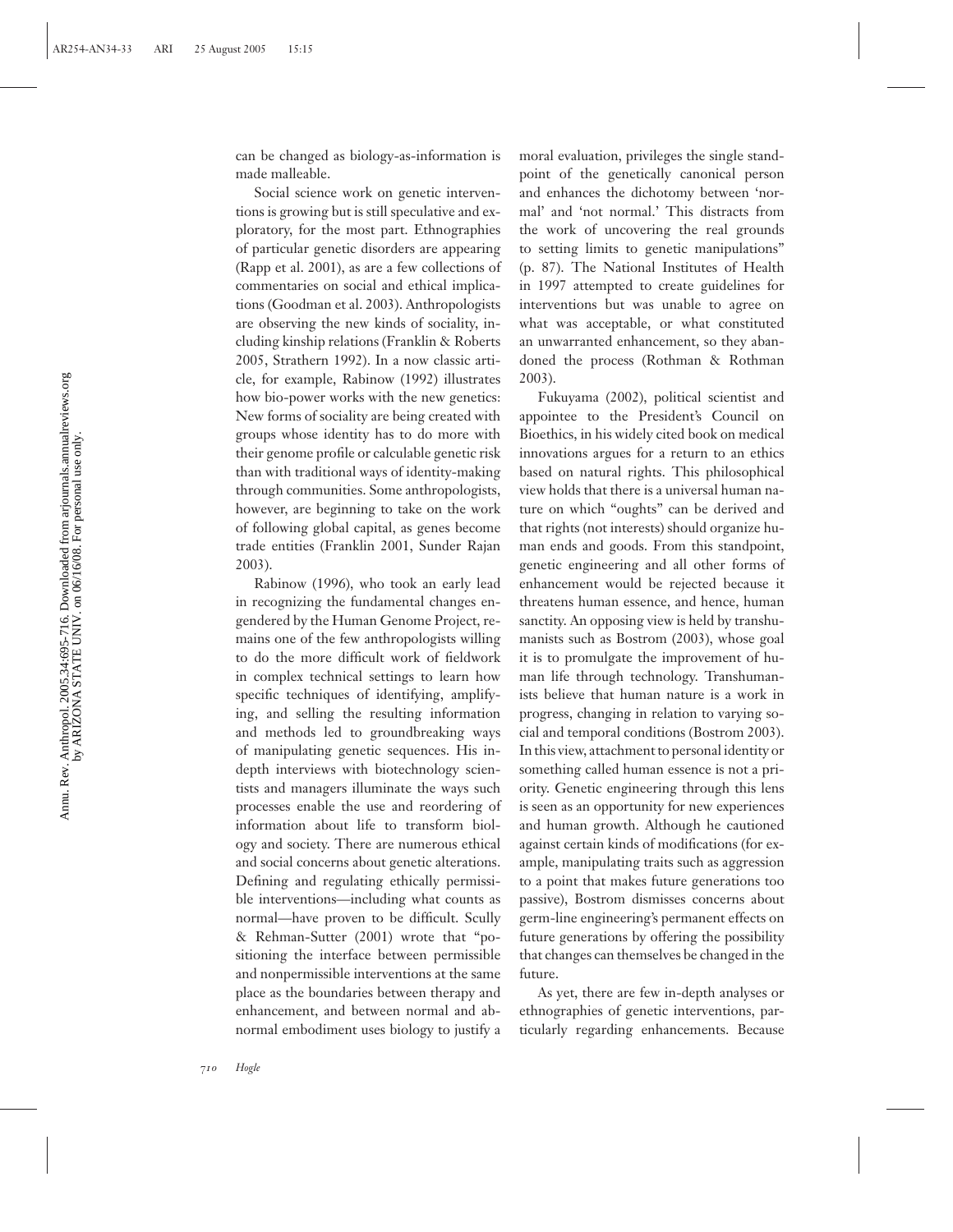can be changed as biology-as-information is made malleable.

Social science work on genetic interventions is growing but is still speculative and exploratory, for the most part. Ethnographies of particular genetic disorders are appearing (Rapp et al. 2001), as are a few collections of commentaries on social and ethical implications (Goodman et al. 2003). Anthropologists are observing the new kinds of sociality, including kinship relations (Franklin & Roberts 2005, Strathern 1992). In a now classic article, for example, Rabinow (1992) illustrates how bio-power works with the new genetics: New forms of sociality are being created with groups whose identity has to do more with their genome profile or calculable genetic risk than with traditional ways of identity-making through communities. Some anthropologists, however, are beginning to take on the work of following global capital, as genes become trade entities (Franklin 2001, Sunder Rajan 2003).

Rabinow (1996), who took an early lead in recognizing the fundamental changes engendered by the Human Genome Project, remains one of the few anthropologists willing to do the more difficult work of fieldwork in complex technical settings to learn how specific techniques of identifying, amplifying, and selling the resulting information and methods led to groundbreaking ways of manipulating genetic sequences. His in-depth interviews with biotechnology scientists and managers illuminate the ways such processes enable the use and reordering of information about life to transform biology and society. There are numerous ethical and social concerns about genetic alterations. Defining and regulating ethically permissible interventions—including what counts as normal—have proven to be difficult. Scully & Rehman-Sutter (2001) wrote that "positioning the interface between permissible and nonpermissible interventions at the same place as the boundaries between therapy and enhancement, and between normal and abnormal embodiment uses biology to justify a moral evaluation, privileges the single standpoint of the genetically canonical person and enhances the dichotomy between 'normal' and 'not normal.' This distracts from the work of uncovering the real grounds to setting limits to genetic manipulations" (p. 87). The National Institutes of Health in 1997 attempted to create guidelines for interventions but was unable to agree on what was acceptable, or what constituted an unwarranted enhancement, so they abandoned the process (Rothman & Rothman 2003).

Fukuyama (2002), political scientist and appointee to the President's Council on Bioethics, in his widely cited book on medical innovations argues for a return to an ethics based on natural rights. This philosophical view holds that there is a universal human nature on which "oughts" can be derived and that rights (not interests) should organize human ends and goods. From this standpoint, genetic engineering and all other forms of enhancement would be rejected because it threatens human essence, and hence, human sanctity. An opposing view is held by transhumanists such as Bostrom (2003), whose goal it is to promulgate the improvement of human life through technology. Transhumanists believe that human nature is a work in progress, changing in relation to varying social and temporal conditions (Bostrom 2003). In this view, attachment to personal identity or something called human essence is not a priority. Genetic engineering through this lens is seen as an opportunity for new experiences and human growth. Although he cautioned against certain kinds of modifications (for example, manipulating traits such as aggression to a point that makes future generations too passive), Bostrom dismisses concerns about germ-line engineering's permanent effects on future generations by offering the possibility that changes can themselves be changed in the future.

As yet, there are few in-depth analyses or ethnographies of genetic interventions, particularly regarding enhancements. Because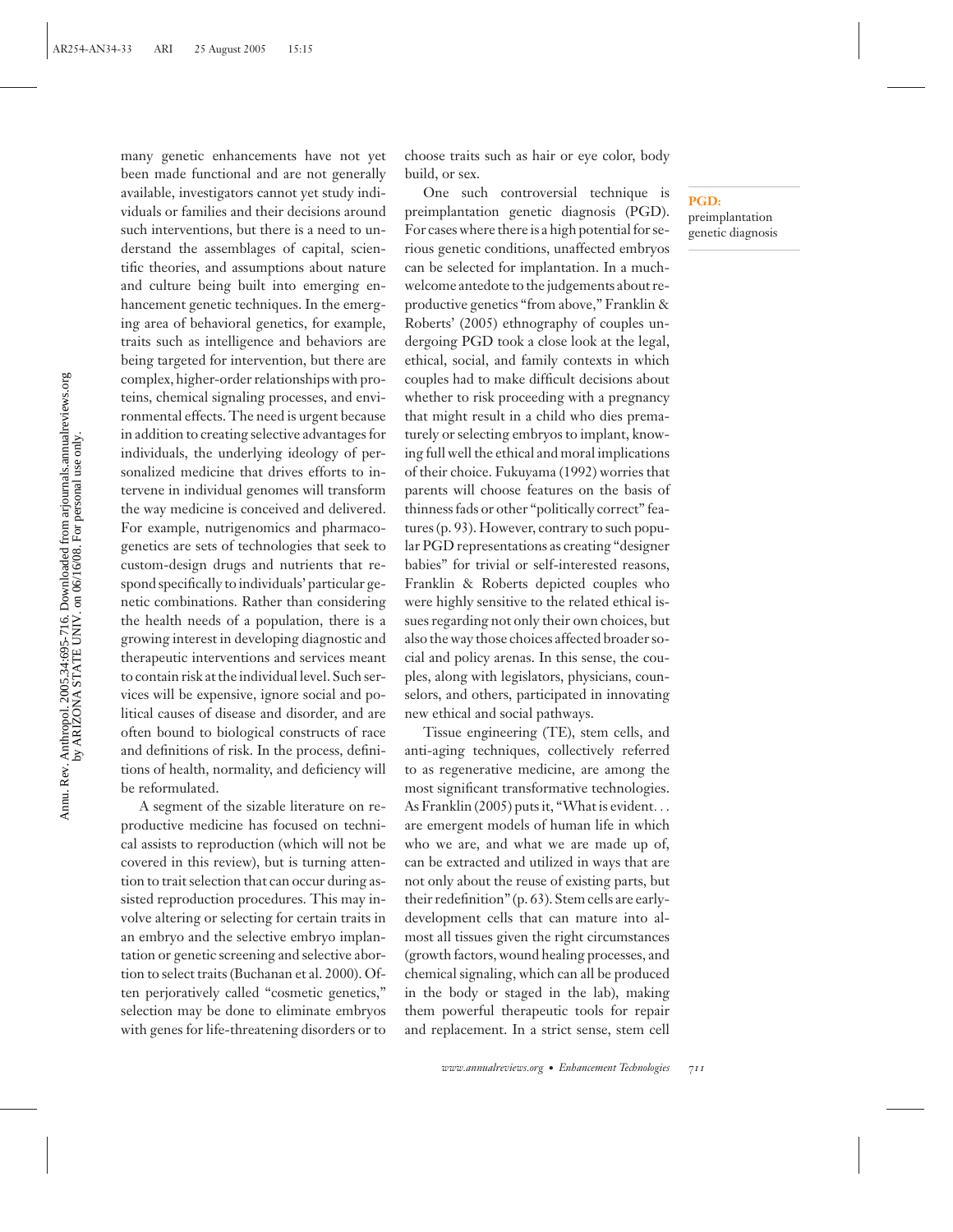many genetic enhancements have not yet been made functional and are not generally available, investigators cannot yet study individuals or families and their decisions around such interventions, but there is a need to understand the assemblages of capital, scientific theories, and assumptions about nature and culture being built into emerging enhancement genetic techniques. In the emerging area of behavioral genetics, for example, traits such as intelligence and behaviors are being targeted for intervention, but there are complex, higher-order relationships with proteins, chemical signaling processes, and environmental effects. The need is urgent because in addition to creating selective advantages for individuals, the underlying ideology of personalized medicine that drives efforts to intervene in individual genomes will transform the way medicine is conceived and delivered. For example, nutrigenomics and pharmacogenetics are sets of technologies that seek to custom-design drugs and nutrients that respond specifically to individuals' particular genetic combinations. Rather than considering the health needs of a population, there is a growing interest in developing diagnostic and therapeutic interventions and services meant to contain risk at the individual level. Such services will be expensive, ignore social and political causes of disease and disorder, and are often bound to biological constructs of race and definitions of risk. In the process, definitions of health, normality, and deficiency will be reformulated.

A segment of the sizable literature on reproductive medicine has focused on technical assists to reproduction (which will not be covered in this review), but is turning attention to trait selection that can occur during assisted reproduction procedures. This may involve altering or selecting for certain traits in an embryo and the selective embryo implantation or genetic screening and selective abortion to select traits (Buchanan et al. 2000). Often perjoratively called "cosmetic genetics," selection may be done to eliminate embryos with genes for life-threatening disorders or to choose traits such as hair or eye color, body build, or sex.

One such controversial technique is preimplantation genetic diagnosis (PGD). For cases where there is a high potential for serious genetic conditions, unaffected embryos can be selected for implantation. In a much-welcome antedote to the judgements about reproductive genetics "from above," Franklin & Roberts' (2005) ethnography of couples undergoing PGD took a close look at the legal, ethical, social, and family contexts in which couples had to make difficult decisions about whether to risk proceeding with a pregnancy that might result in a child who dies prematurely or selecting embryos to implant, knowing full well the ethical and moral implications of their choice. Fukuyama (1992) worries that parents will choose features on the basis of thinness fads or other "politically correct" features (p. 93). However, contrary to such popular PGD representations as creating "designer babies" for trivial or self-interested reasons, Franklin & Roberts depicted couples who were highly sensitive to the related ethical issues regarding not only their own choices, but also the way those choices affected broader social and policy arenas. In this sense, the couples, along with legislators, physicians, counselors, and others, participated in innovating new ethical and social pathways.

**PGD:** preimplantation genetic diagnosis

Tissue engineering (TE), stem cells, and anti-aging techniques, collectively referred to as regenerative medicine, are among the most significant transformative technologies. As Franklin (2005) puts it, "What is evident... are emergent models of human life in which who we are, and what we are made up of, can be extracted and utilized in ways that are not only about the reuse of existing parts, but their redefinition" (p. 63). Stem cells are early-development cells that can mature into almost all tissues given the right circumstances (growth factors, wound healing processes, and chemical signaling, which can all be produced in the body or staged in the lab), making them powerful therapeutic tools for repair and replacement. In a strict sense, stem cell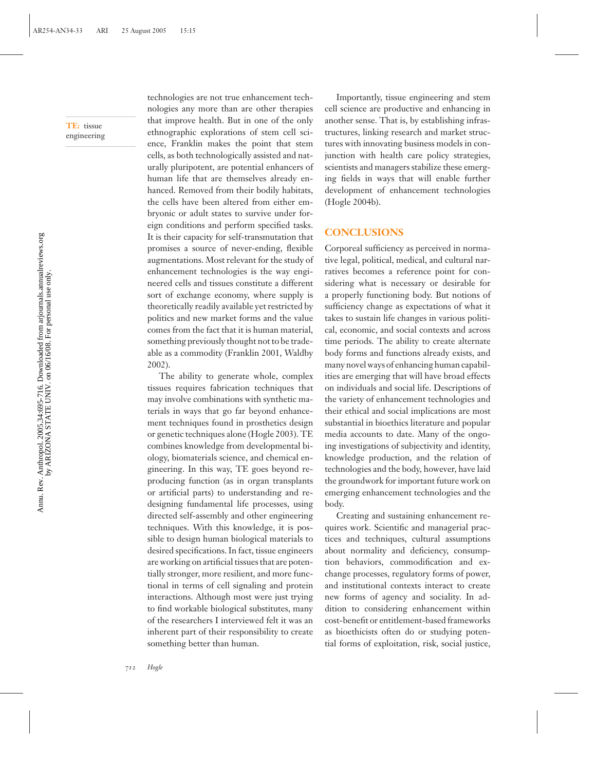technologies are not true enhancement technologies any more than are other therapies that improve health. But in one of the only ethnographic explorations of stem cell science, Franklin makes the point that stem cells, as both technologically assisted and naturally pluripotent, are potential enhancers of human life that are themselves already enhanced. Removed from their bodily habitats, the cells have been altered from either embryonic or adult states to survive under foreign conditions and perform specified tasks. It is their capacity for self-transmutation that promises a source of never-ending, flexible augmentations. Most relevant for the study of enhancement technologies is the way engineered cells and tissues constitute a different sort of exchange economy, where supply is theoretically readily available yet restricted by politics and new market forms and the value comes from the fact that it is human material, something previously thought not to be tradeable as a commodity (Franklin 2001, Waldby 2002).

**TE:** tissue engineering

The ability to generate whole, complex tissues requires fabrication techniques that may involve combinations with synthetic materials in ways that go far beyond enhancement techniques found in prosthetics design or genetic techniques alone (Hogle 2003). TE combines knowledge from developmental biology, biomaterials science, and chemical engineering. In this way, TE goes beyond reproducing function (as in organ transplants or artificial parts) to understanding and redesigning fundamental life processes, using directed self-assembly and other engineering techniques. With this knowledge, it is possible to design human biological materials to desired specifications. In fact, tissue engineers are working on artificial tissues that are potentially stronger, more resilient, and more functional in terms of cell signaling and protein interactions. Although most were just trying to find workable biological substitutes, many of the researchers I interviewed felt it was an inherent part of their responsibility to create something better than human.

Importantly, tissue engineering and stem cell science are productive and enhancing in another sense. That is, by establishing infrastructures, linking research and market structures with innovating business models in conjunction with health care policy strategies, scientists and managers stabilize these emerging fields in ways that will enable further development of enhancement technologies (Hogle 2004b).

## CONCLUSIONS

Corporeal sufficiency as perceived in normative legal, political, medical, and cultural narratives becomes a reference point for considering what is necessary or desirable for a properly functioning body. But notions of sufficiency change as expectations of what it takes to sustain life changes in various political, economic, and social contexts and across time periods. The ability to create alternate body forms and functions already exists, and many novel ways of enhancing human capabilities are emerging that will have broad effects on individuals and social life. Descriptions of the variety of enhancement technologies and their ethical and social implications are most substantial in bioethics literature and popular media accounts to date. Many of the ongoing investigations of subjectivity and identity, knowledge production, and the relation of technologies and the body, however, have laid the groundwork for important future work on emerging enhancement technologies and the body.

Creating and sustaining enhancement requires work. Scientific and managerial practices and techniques, cultural assumptions about normality and deficiency, consumption behaviors, commodification and exchange processes, regulatory forms of power, and institutional contexts interact to create new forms of agency and sociality. In addition to considering enhancement within cost-benefit or entitlement-based frameworks as bioethicists often do or studying potential forms of exploitation, risk, social justice,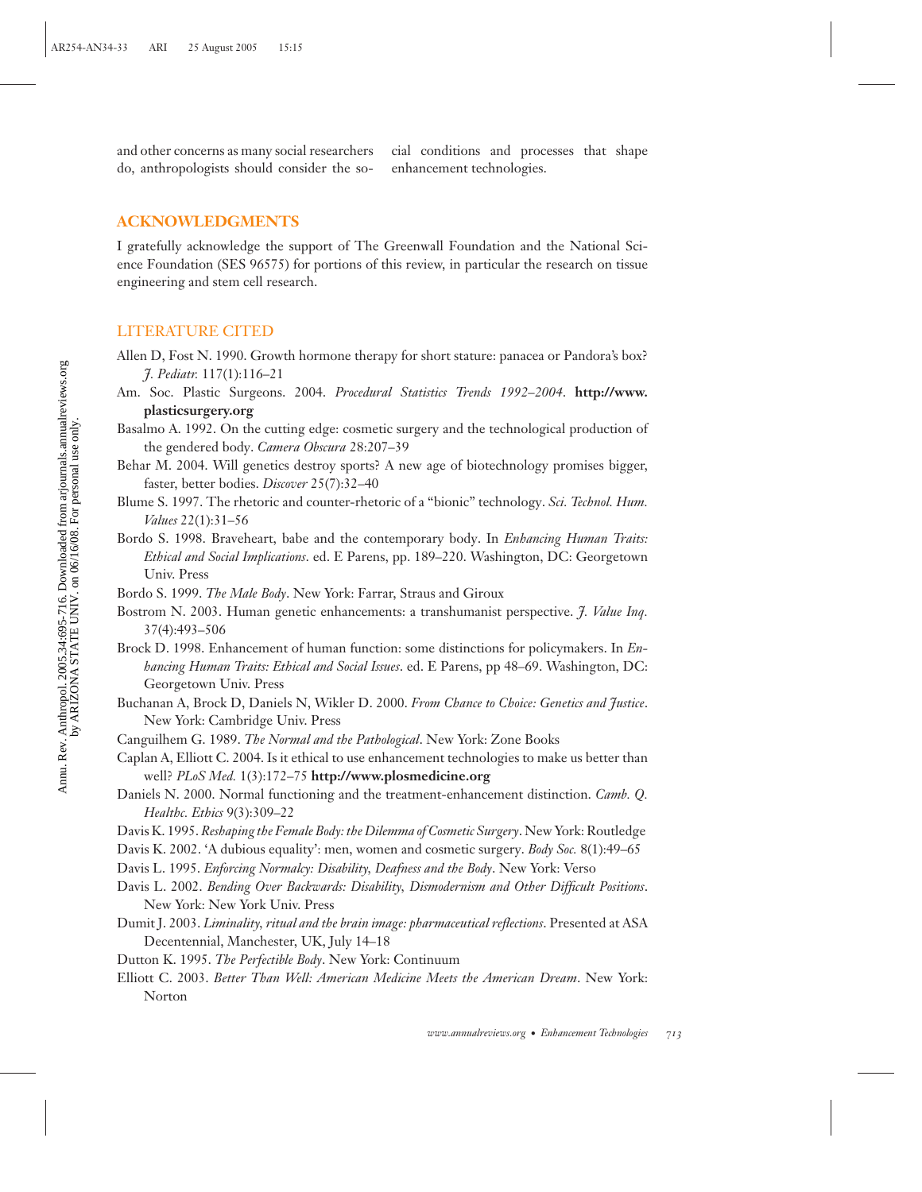and other concerns as many social researchers do, anthropologists should consider the social conditions and processes that shape enhancement technologies.

## ACKNOWLEDGMENTS

I gratefully acknowledge the support of The Greenwall Foundation and the National Science Foundation (SES 96575) for portions of this review, in particular the research on tissue engineering and stem cell research.

## LITERATURE CITED

Allen D, Fost N. 1990. Growth hormone therapy for short stature: panacea or Pandora's box? *J. Pediatr.* 117(1):116–21

Am. Soc. Plastic Surgeons. 2004. *Procedural Statistics Trends 1992–2004*. **http://www.plasticsurgery.org**

Basalmo A. 1992. On the cutting edge: cosmetic surgery and the technological production of the gendered body. *Camera Obscura* 28:207–39

Behar M. 2004. Will genetics destroy sports? A new age of biotechnology promises bigger, faster, better bodies. *Discover* 25(7):32–40

Blume S. 1997. The rhetoric and counter-rhetoric of a "bionic" technology. *Sci. Technol. Hum. Values* 22(1):31–56

Bordo S. 1998. Braveheart, babe and the contemporary body. In *Enhancing Human Traits: Ethical and Social Implications*. ed. E Parens, pp. 189–220. Washington, DC: Georgetown Univ. Press

Bordo S. 1999. *The Male Body*. New York: Farrar, Straus and Giroux

Bostrom N. 2003. Human genetic enhancements: a transhumanist perspective. *J. Value Inq.* 37(4):493–506

Brock D. 1998. Enhancement of human function: some distinctions for policymakers. In *Enhancing Human Traits: Ethical and Social Issues*. ed. E Parens, pp 48–69. Washington, DC: Georgetown Univ. Press

Buchanan A, Brock D, Daniels N, Wikler D. 2000. *From Chance to Choice: Genetics and Justice*. New York: Cambridge Univ. Press

Canguilhem G. 1989. *The Normal and the Pathological*. New York: Zone Books

Caplan A, Elliott C. 2004. Is it ethical to use enhancement technologies to make us better than well? *PLoS Med.* 1(3):172–75 **http://www.plosmedicine.org**

Daniels N. 2000. Normal functioning and the treatment-enhancement distinction. *Camb. Q. Healthc. Ethics* 9(3):309–22

Davis K. 1995. *Reshaping the Female Body: the Dilemma of Cosmetic Surgery*. New York: Routledge

Davis K. 2002. 'A dubious equality': men, women and cosmetic surgery. *Body Soc.* 8(1):49–65

Davis L. 1995. *Enforcing Normalcy: Disability, Deafness and the Body*. New York: Verso

Davis L. 2002. *Bending Over Backwards: Disability, Dismodernism and Other Difficult Positions*. New York: New York Univ. Press

Dumit J. 2003. *Liminality, ritual and the brain image: pharmaceutical reflections*. Presented at ASA Decentennial, Manchester, UK, July 14–18

Dutton K. 1995. *The Perfectible Body*. New York: Continuum

Elliott C. 2003. *Better Than Well: American Medicine Meets the American Dream*. New York: Norton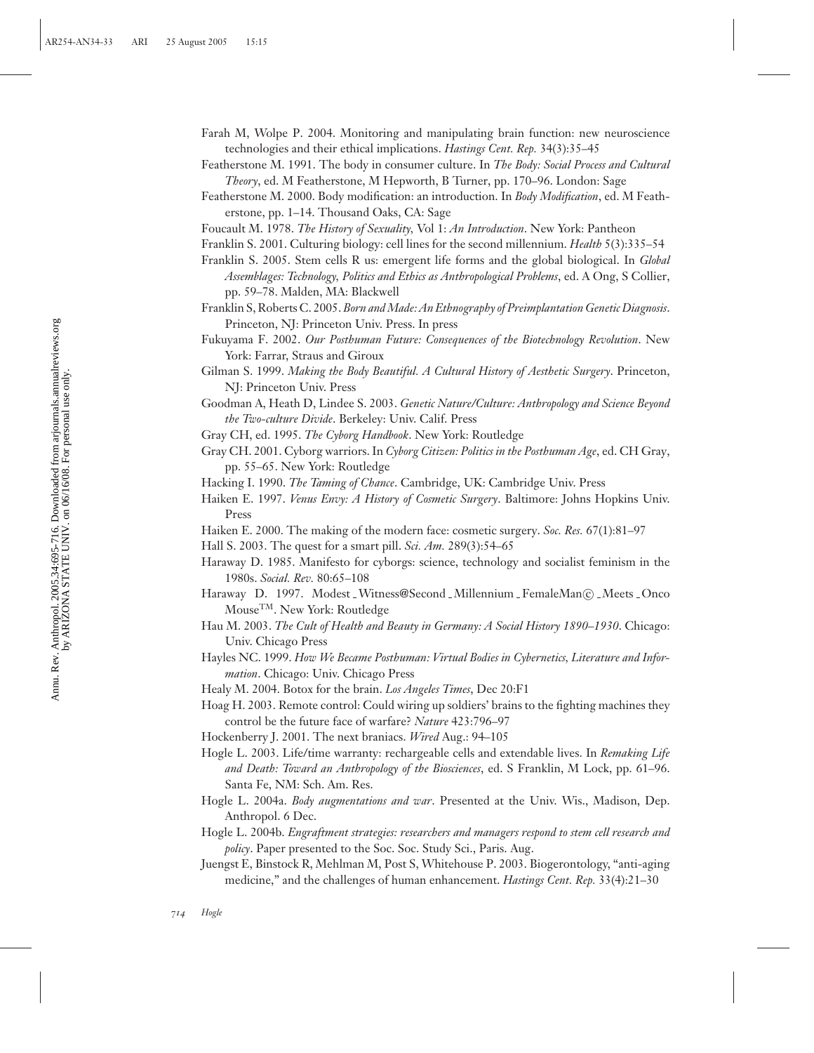Farah M, Wolpe P. 2004. Monitoring and manipulating brain function: new neuroscience technologies and their ethical implications. *Hastings Cent. Rep.* 34(3):35–45

Featherstone M. 1991. The body in consumer culture. In *The Body: Social Process and Cultural Theory*, ed. M Featherstone, M Hepworth, B Turner, pp. 170–96. London: Sage

Featherstone M. 2000. Body modification: an introduction. In *Body Modification*, ed. M Featherstone, pp. 1–14. Thousand Oaks, CA: Sage

Foucault M. 1978. *The History of Sexuality*, Vol 1: *An Introduction*. New York: Pantheon

Franklin S. 2001. Culturing biology: cell lines for the second millennium. *Health* 5(3):335–54

Franklin S. 2005. Stem cells R us: emergent life forms and the global biological. In *Global Assemblages: Technology, Politics and Ethics as Anthropological Problems*, ed. A Ong, S Collier, pp. 59–78. Malden, MA: Blackwell

Franklin S, Roberts C. 2005. *Born and Made: An Ethnography of Preimplantation Genetic Diagnosis*. Princeton, NJ: Princeton Univ. Press. In press

Fukuyama F. 2002. *Our Posthuman Future: Consequences of the Biotechnology Revolution*. New York: Farrar, Straus and Giroux

Gilman S. 1999. *Making the Body Beautiful. A Cultural History of Aesthetic Surgery*. Princeton, NJ: Princeton Univ. Press

Goodman A, Heath D, Lindee S. 2003. *Genetic Nature/Culture: Anthropology and Science Beyond the Two-culture Divide*. Berkeley: Univ. Calif. Press

Gray CH, ed. 1995. *The Cyborg Handbook*. New York: Routledge

Gray CH. 2001. Cyborg warriors. In *Cyborg Citizen: Politics in the Posthuman Age*, ed. CH Gray, pp. 55–65. New York: Routledge

Hacking I. 1990. *The Taming of Chance*. Cambridge, UK: Cambridge Univ. Press

Haiken E. 1997. *Venus Envy: A History of Cosmetic Surgery*. Baltimore: Johns Hopkins Univ. Press

Haiken E. 2000. The making of the modern face: cosmetic surgery. *Soc. Res.* 67(1):81–97

Hall S. 2003. The quest for a smart pill. *Sci. Am.* 289(3):54–65

Haraway D. 1985. Manifesto for cyborgs: science, technology and socialist feminism in the 1980s. *Social. Rev.* 80:65–108

Haraway D. 1997. Modest_Witness@Second_Millennium_FemaleMan©_Meets_OncoMouse™. New York: Routledge

Hau M. 2003. *The Cult of Health and Beauty in Germany: A Social History 1890–1930*. Chicago: Univ. Chicago Press

Hayles NC. 1999. *How We Became Posthuman: Virtual Bodies in Cybernetics, Literature and Information*. Chicago: Univ. Chicago Press

Healy M. 2004. Botox for the brain. *Los Angeles Times*, Dec 20:F1

Hoag H. 2003. Remote control: Could wiring up soldiers' brains to the fighting machines they control be the future face of warfare? *Nature* 423:796–97

Hockenberry J. 2001. The next braniacs. *Wired* Aug.: 94–105

Hogle L. 2003. Life/time warranty: rechargeable cells and extendable lives. In *Remaking Life and Death: Toward an Anthropology of the Biosciences*, ed. S Franklin, M Lock, pp. 61–96. Santa Fe, NM: Sch. Am. Res.

Hogle L. 2004a. *Body augmentations and war*. Presented at the Univ. Wis., Madison, Dep. Anthropol. 6 Dec.

Hogle L. 2004b. *Engraftment strategies: researchers and managers respond to stem cell research and policy*. Paper presented to the Soc. Soc. Study Sci., Paris. Aug.

Juengst E, Binstock R, Mehlman M, Post S, Whitehouse P. 2003. Biogerontology, "anti-aging medicine," and the challenges of human enhancement. *Hastings Cent. Rep.* 33(4):21–30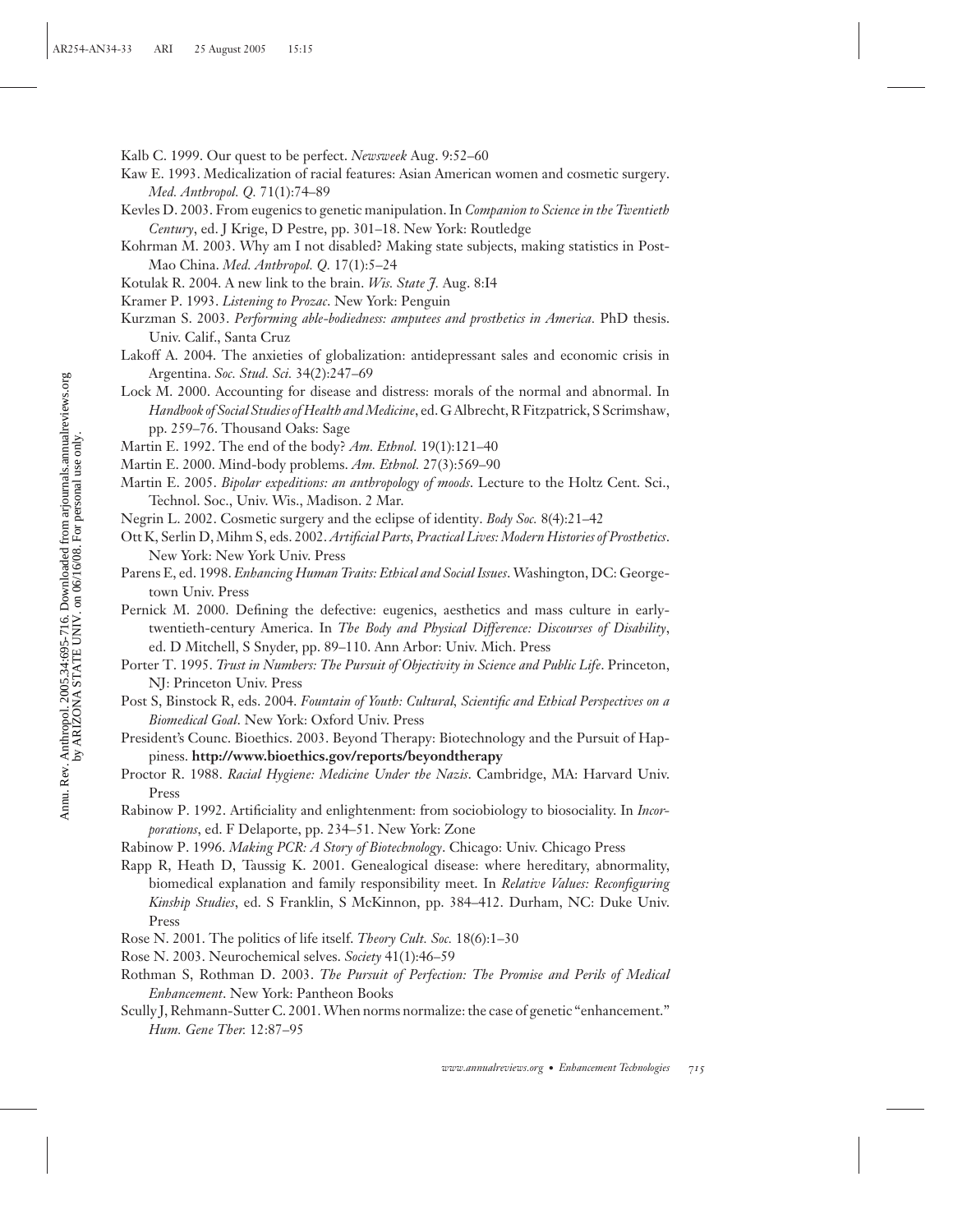Kalb C. 1999. Our quest to be perfect. *Newsweek* Aug. 9:52–60

Kaw E. 1993. Medicalization of racial features: Asian American women and cosmetic surgery. *Med. Anthropol. Q.* 71(1):74–89

Kevles D. 2003. From eugenics to genetic manipulation. In *Companion to Science in the Twentieth Century*, ed. J Krige, D Pestre, pp. 301–18. New York: Routledge

Kohrman M. 2003. Why am I not disabled? Making state subjects, making statistics in Post-Mao China. *Med. Anthropol. Q.* 17(1):5–24

Kotulak R. 2004. A new link to the brain. *Wis. State J.* Aug. 8:I4

Kramer P. 1993. *Listening to Prozac*. New York: Penguin

Kurzman S. 2003. *Performing able-bodiedness: amputees and prosthetics in America*. PhD thesis. Univ. Calif., Santa Cruz

Lakoff A. 2004. The anxieties of globalization: antidepressant sales and economic crisis in Argentina. *Soc. Stud. Sci.* 34(2):247–69

Lock M. 2000. Accounting for disease and distress: morals of the normal and abnormal. In *Handbook of Social Studies of Health and Medicine*, ed. G Albrecht, R Fitzpatrick, S Scrimshaw, pp. 259–76. Thousand Oaks: Sage

Martin E. 1992. The end of the body? *Am. Ethnol.* 19(1):121–40

Martin E. 2000. Mind-body problems. *Am. Ethnol.* 27(3):569–90

Martin E. 2005. *Bipolar expeditions: an anthropology of moods*. Lecture to the Holtz Cent. Sci., Technol. Soc., Univ. Wis., Madison. 2 Mar.

Negrin L. 2002. Cosmetic surgery and the eclipse of identity. *Body Soc.* 8(4):21–42

Ott K, Serlin D, Mihm S, eds. 2002. *Artificial Parts, Practical Lives: Modern Histories of Prosthetics*. New York: New York Univ. Press

Parens E, ed. 1998. *Enhancing Human Traits: Ethical and Social Issues*. Washington, DC: Georgetown Univ. Press

Pernick M. 2000. Defining the defective: eugenics, aesthetics and mass culture in early-twentieth-century America. In *The Body and Physical Difference: Discourses of Disability*, ed. D Mitchell, S Snyder, pp. 89–110. Ann Arbor: Univ. Mich. Press

Porter T. 1995. *Trust in Numbers: The Pursuit of Objectivity in Science and Public Life*. Princeton, NJ: Princeton Univ. Press

Post S, Binstock R, eds. 2004. *Fountain of Youth: Cultural, Scientific and Ethical Perspectives on a Biomedical Goal*. New York: Oxford Univ. Press

President's Counc. Bioethics. 2003. Beyond Therapy: Biotechnology and the Pursuit of Happiness. **http://www.bioethics.gov/reports/beyondtherapy**

Proctor R. 1988. *Racial Hygiene: Medicine Under the Nazis*. Cambridge, MA: Harvard Univ. Press

Rabinow P. 1992. Artificiality and enlightenment: from sociobiology to biosociality. In *Incorporations*, ed. F Delaporte, pp. 234–51. New York: Zone

Rabinow P. 1996. *Making PCR: A Story of Biotechnology*. Chicago: Univ. Chicago Press

Rapp R, Heath D, Taussig K. 2001. Genealogical disease: where hereditary, abnormality, biomedical explanation and family responsibility meet. In *Relative Values: Reconfiguring Kinship Studies*, ed. S Franklin, S McKinnon, pp. 384–412. Durham, NC: Duke Univ. Press

Rose N. 2001. The politics of life itself. *Theory Cult. Soc.* 18(6):1–30

Rose N. 2003. Neurochemical selves. *Society* 41(1):46–59

Rothman S, Rothman D. 2003. *The Pursuit of Perfection: The Promise and Perils of Medical Enhancement*. New York: Pantheon Books

Scully J, Rehmann-Sutter C. 2001. When norms normalize: the case of genetic "enhancement." *Hum. Gene Ther.* 12:87–95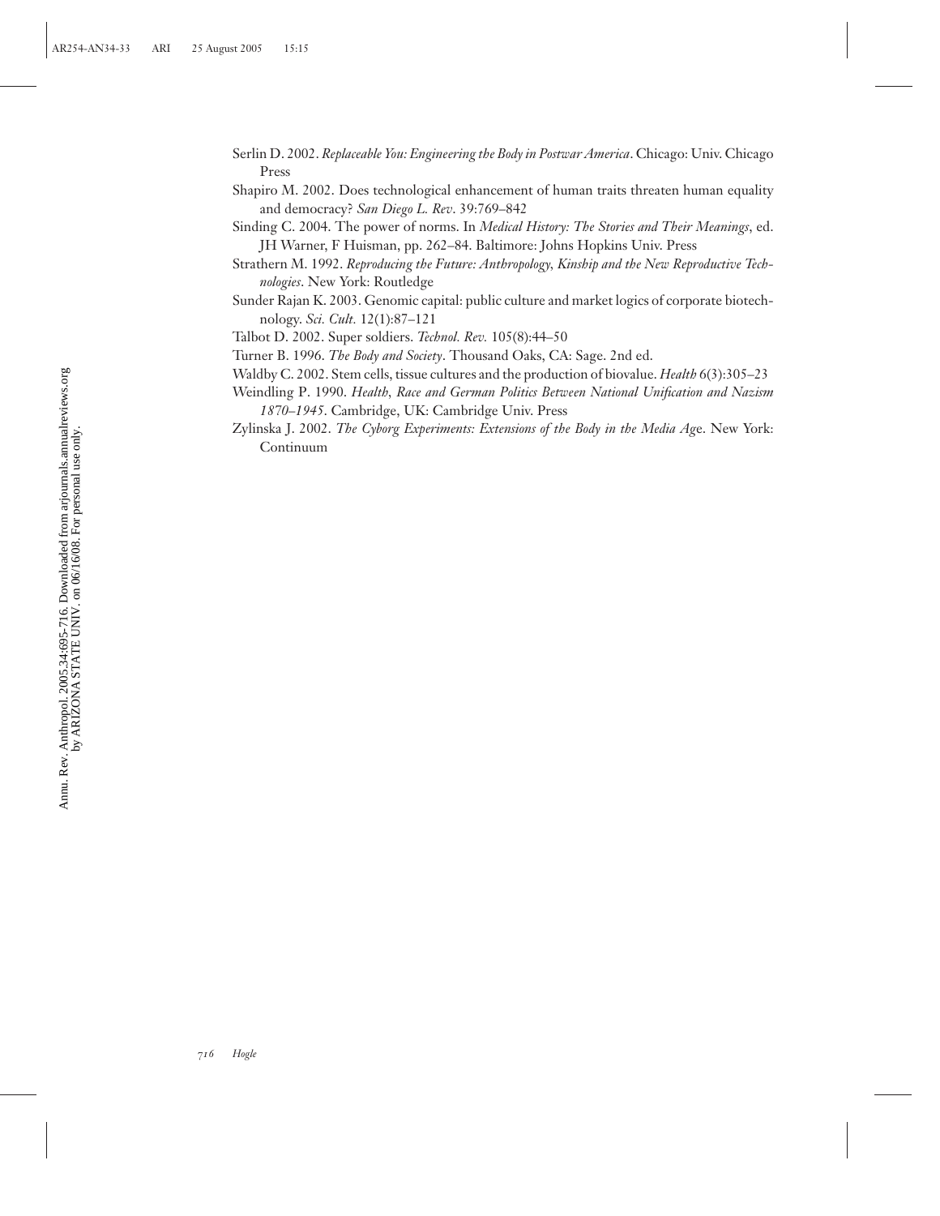Serlin D. 2002. *Replaceable You: Engineering the Body in Postwar America*. Chicago: Univ. Chicago Press

Shapiro M. 2002. Does technological enhancement of human traits threaten human equality and democracy? *San Diego L. Rev*. 39:769–842

Sinding C. 2004. The power of norms. In *Medical History: The Stories and Their Meanings*, ed. JH Warner, F Huisman, pp. 262–84. Baltimore: Johns Hopkins Univ. Press

Strathern M. 1992. *Reproducing the Future: Anthropology, Kinship and the New Reproductive Technologies*. New York: Routledge

Sunder Rajan K. 2003. Genomic capital: public culture and market logics of corporate biotechnology. *Sci. Cult.* 12(1):87–121

Talbot D. 2002. Super soldiers. *Technol. Rev.* 105(8):44–50

Turner B. 1996. *The Body and Society*. Thousand Oaks, CA: Sage. 2nd ed.

Waldby C. 2002. Stem cells, tissue cultures and the production of biovalue. *Health* 6(3):305–23

Weindling P. 1990. *Health, Race and German Politics Between National Unification and Nazism 1870–1945*. Cambridge, UK: Cambridge Univ. Press

Zylinska J. 2002. *The Cyborg Experiments: Extensions of the Body in the Media Age*. New York: Continuum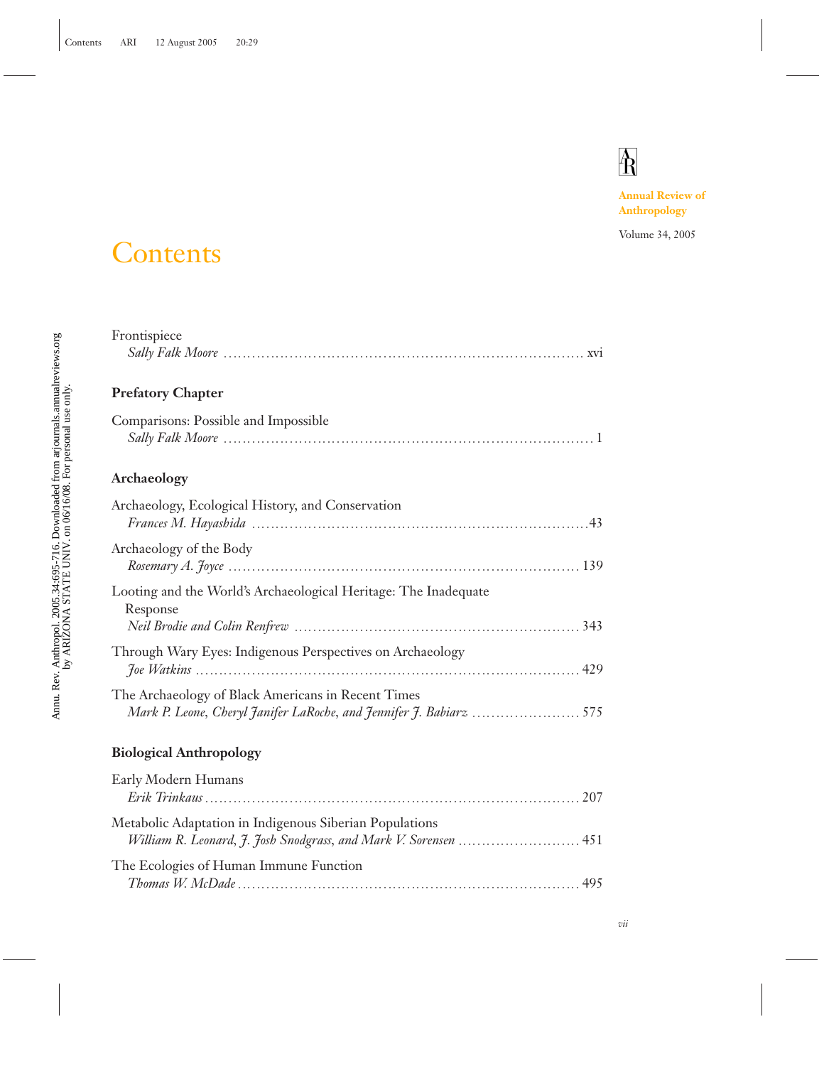# Contents

Annual Review of Anthropology

Volume 34, 2005

Frontispiece
*Sally Falk Moore* .......... xvi

## Prefatory Chapter

Comparisons: Possible and Impossible
*Sally Falk Moore* .......... 1

## Archaeology

Archaeology, Ecological History, and Conservation
*Frances M. Hayashida* .......... 43

Archaeology of the Body
*Rosemary A. Joyce* .......... 139

Looting and the World's Archaeological Heritage: The Inadequate Response
*Neil Brodie and Colin Renfrew* .......... 343

Through Wary Eyes: Indigenous Perspectives on Archaeology
*Joe Watkins* .......... 429

The Archaeology of Black Americans in Recent Times
*Mark P. Leone, Cheryl Janifer LaRoche, and Jennifer J. Babiarz* .......... 575

## Biological Anthropology

Early Modern Humans
*Erik Trinkaus* .......... 207

Metabolic Adaptation in Indigenous Siberian Populations
*William R. Leonard, J. Josh Snodgrass, and Mark V. Sorensen* .......... 451

The Ecologies of Human Immune Function
*Thomas W. McDade* .......... 495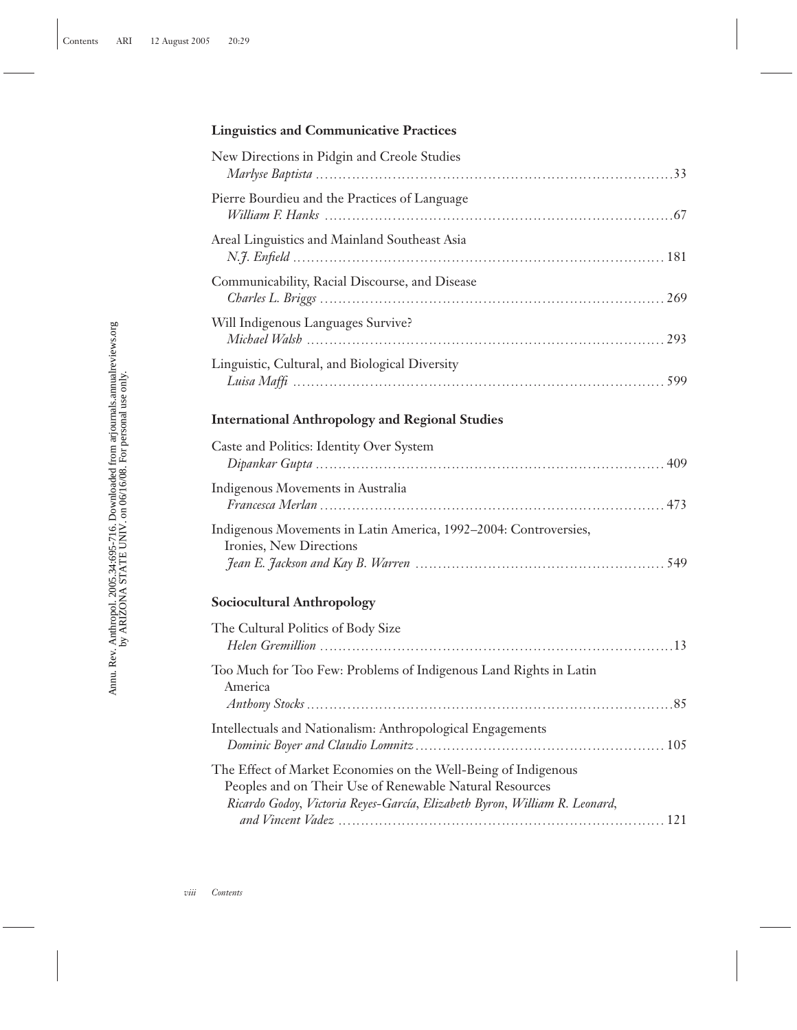### Linguistics and Communicative Practices

New Directions in Pidgin and Creole Studies
*Marlyse Baptista* ............................................................................. 33

Pierre Bourdieu and the Practices of Language
*William F. Hanks* ............................................................................. 67

Areal Linguistics and Mainland Southeast Asia
*N.J. Enfield* ............................................................................. 181

Communicability, Racial Discourse, and Disease
*Charles L. Briggs* ............................................................................. 269

Will Indigenous Languages Survive?
*Michael Walsh* ............................................................................. 293

Linguistic, Cultural, and Biological Diversity
*Luisa Maffi* ............................................................................. 599

### International Anthropology and Regional Studies

Caste and Politics: Identity Over System
*Dipankar Gupta* ............................................................................. 409

Indigenous Movements in Australia
*Francesca Merlan* ............................................................................. 473

Indigenous Movements in Latin America, 1992–2004: Controversies, Ironies, New Directions
*Jean E. Jackson and Kay B. Warren* ............................................................................. 549

### Sociocultural Anthropology

The Cultural Politics of Body Size
*Helen Gremillion* ............................................................................. 13

Too Much for Too Few: Problems of Indigenous Land Rights in Latin America
*Anthony Stocks* ............................................................................. 85

Intellectuals and Nationalism: Anthropological Engagements
*Dominic Boyer and Claudio Lomnitz* ............................................................................. 105

The Effect of Market Economies on the Well-Being of Indigenous Peoples and on Their Use of Renewable Natural Resources
*Ricardo Godoy, Victoria Reyes-García, Elizabeth Byron, William R. Leonard, and Vincent Vadez* ............................................................................. 121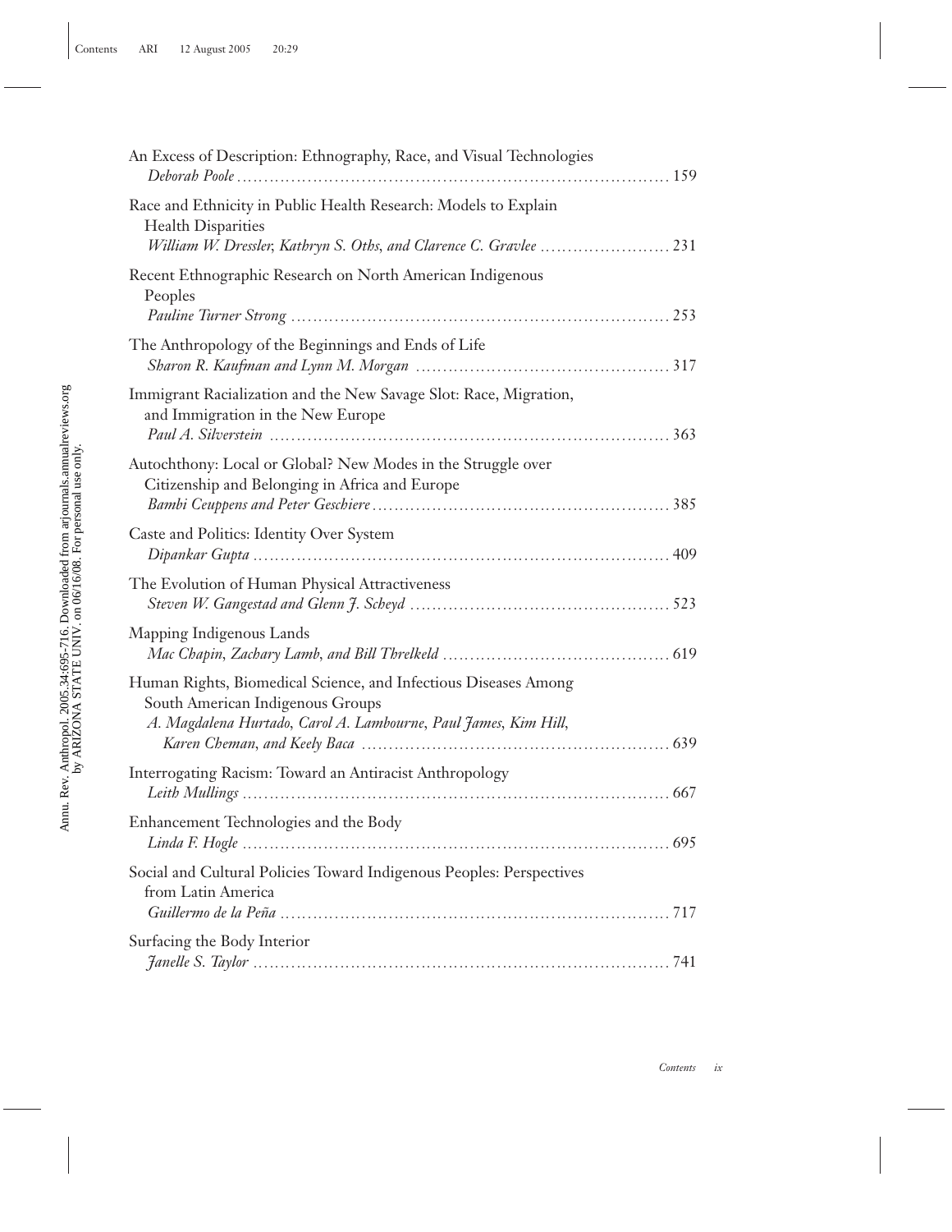An Excess of Description: Ethnography, Race, and Visual Technologies
*Deborah Poole* ........................................................................ 159

Race and Ethnicity in Public Health Research: Models to Explain Health Disparities
*William W. Dressler, Kathryn S. Oths, and Clarence C. Gravlee* ........................ 231

Recent Ethnographic Research on North American Indigenous Peoples
*Pauline Turner Strong* ................................................................ 253

The Anthropology of the Beginnings and Ends of Life
*Sharon R. Kaufman and Lynn M. Morgan* ................................................. 317

Immigrant Racialization and the New Savage Slot: Race, Migration, and Immigration in the New Europe
*Paul A. Silverstein* ................................................................. 363

Autochthony: Local or Global? New Modes in the Struggle over Citizenship and Belonging in Africa and Europe
*Bambi Ceuppens and Peter Geschiere* ................................................... 385

Caste and Politics: Identity Over System
*Dipankar Gupta* ....................................................................... 409

The Evolution of Human Physical Attractiveness
*Steven W. Gangestad and Glenn J. Scheyd* .............................................. 523

Mapping Indigenous Lands
*Mac Chapin, Zachary Lamb, and Bill Threlkeld* ......................................... 619

Human Rights, Biomedical Science, and Infectious Diseases Among South American Indigenous Groups
*A. Magdalena Hurtado, Carol A. Lambourne, Paul James, Kim Hill, Karen Cheman, and Keely Baca* ........................................................ 639

Interrogating Racism: Toward an Antiracist Anthropology
*Leith Mullings* ....................................................................... 667

Enhancement Technologies and the Body
*Linda F. Hogle* ....................................................................... 695

Social and Cultural Policies Toward Indigenous Peoples: Perspectives from Latin America
*Guillermo de la Peña* ................................................................. 717

Surfacing the Body Interior
*Janelle S. Taylor* .................................................................... 741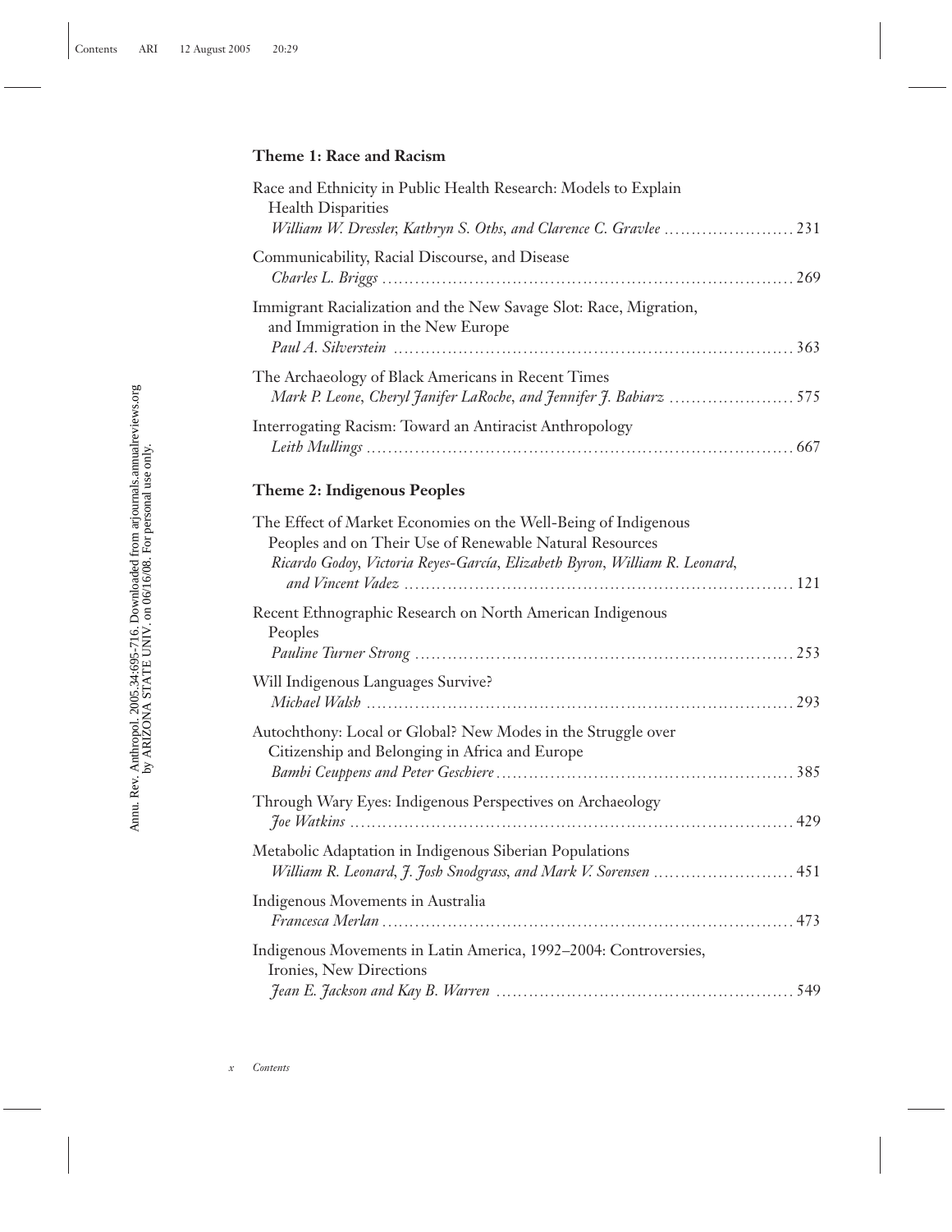## Theme 1: Race and Racism

Race and Ethnicity in Public Health Research: Models to Explain Health Disparities
*William W. Dressler, Kathryn S. Oths, and Clarence C. Gravlee* ........................ 231

Communicability, Racial Discourse, and Disease
*Charles L. Briggs* ........................................................................ 269

Immigrant Racialization and the New Savage Slot: Race, Migration, and Immigration in the New Europe
*Paul A. Silverstein* ........................................................................ 363

The Archaeology of Black Americans in Recent Times
*Mark P. Leone, Cheryl Janifer LaRoche, and Jennifer J. Babiarz* ........................ 575

Interrogating Racism: Toward an Antiracist Anthropology
*Leith Mullings* ........................................................................ 667

## Theme 2: Indigenous Peoples

The Effect of Market Economies on the Well-Being of Indigenous Peoples and on Their Use of Renewable Natural Resources
*Ricardo Godoy, Victoria Reyes-García, Elizabeth Byron, William R. Leonard, and Vincent Vadez* ........................................................................ 121

Recent Ethnographic Research on North American Indigenous Peoples
*Pauline Turner Strong* ........................................................................ 253

Will Indigenous Languages Survive?
*Michael Walsh* ........................................................................ 293

Autochthony: Local or Global? New Modes in the Struggle over Citizenship and Belonging in Africa and Europe
*Bambi Ceuppens and Peter Geschiere* ........................................................................ 385

Through Wary Eyes: Indigenous Perspectives on Archaeology
*Joe Watkins* ........................................................................ 429

Metabolic Adaptation in Indigenous Siberian Populations
*William R. Leonard, J. Josh Snodgrass, and Mark V. Sorensen* ........................ 451

Indigenous Movements in Australia
*Francesca Merlan* ........................................................................ 473

Indigenous Movements in Latin America, 1992–2004: Controversies, Ironies, New Directions
*Jean E. Jackson and Kay B. Warren* ........................................................................ 549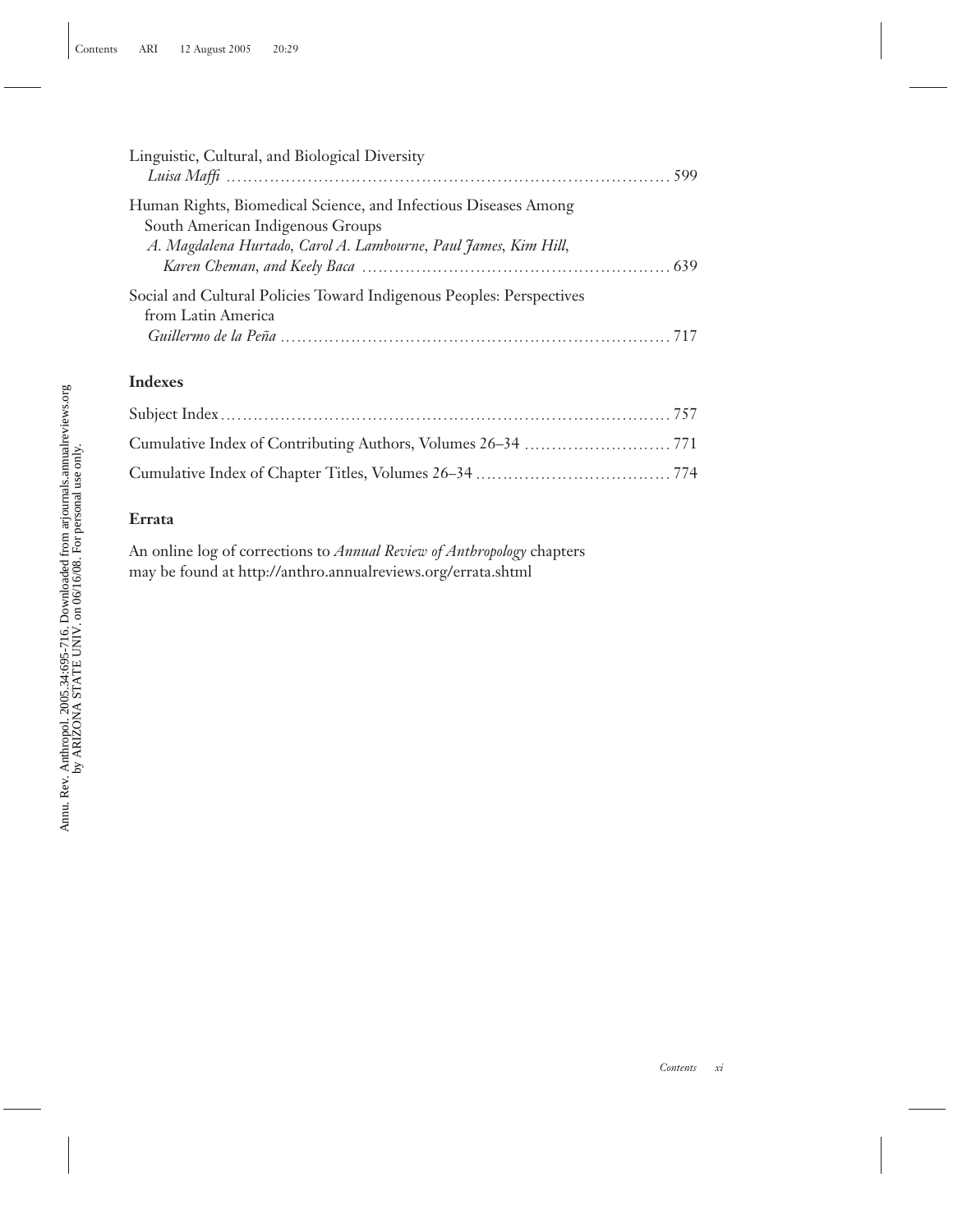Linguistic, Cultural, and Biological Diversity
*Luisa Maffi* ........................................................................... 599

Human Rights, Biomedical Science, and Infectious Diseases Among South American Indigenous Groups
*A. Magdalena Hurtado, Carol A. Lambourne, Paul James, Kim Hill, Karen Cheman, and Keely Baca* ........................................................ 639

Social and Cultural Policies Toward Indigenous Peoples: Perspectives from Latin America
*Guillermo de la Peña* ................................................................ 717

## Indexes

Subject Index ........................................................................... 757

Cumulative Index of Contributing Authors, Volumes 26–34 ........................ 771

Cumulative Index of Chapter Titles, Volumes 26–34 ................................ 774

## Errata

An online log of corrections to *Annual Review of Anthropology* chapters may be found at http://anthro.annualreviews.org/errata.shtml